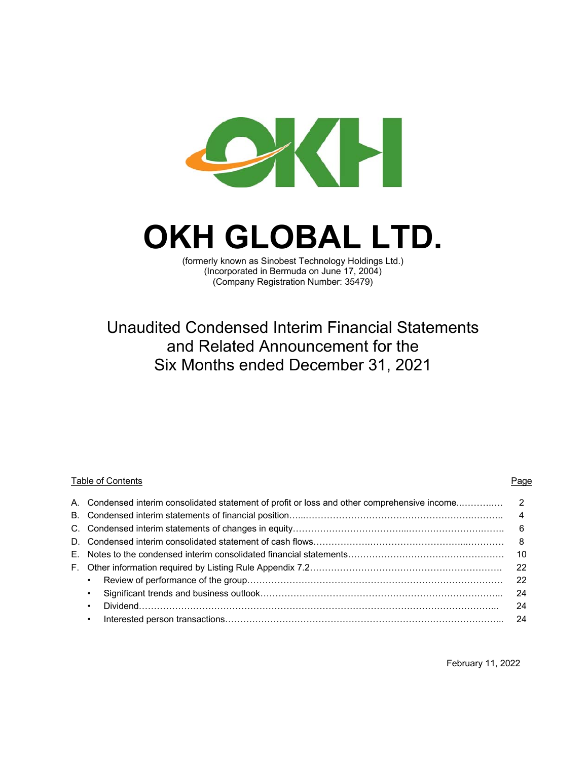# OKH GLOBAL LTD.

(formerly known as Sinobest Technology Holdings Ltd.)
(Incorporated in Bermuda on June 17, 2004)
(Company Registration Number: 35479)

## Unaudited Condensed Interim Financial Statements and Related Announcement for the Six Months ended December 31, 2021

Table of Contents

| | | Page |
|---|---|---|
| A. | Condensed interim consolidated statement of profit or loss and other comprehensive income | 2 |
| B. | Condensed interim statements of financial position | 4 |
| C. | Condensed interim statements of changes in equity | 6 |
| D. | Condensed interim consolidated statement of cash flows | 8 |
| E. | Notes to the condensed interim consolidated financial statements | 10 |
| F. | Other information required by Listing Rule Appendix 7.2 | 22 |
| | • Review of performance of the group | 22 |
| | • Significant trends and business outlook | 24 |
| | • Dividend | 24 |
| | • Interested person transactions | 24 |

February 11, 2022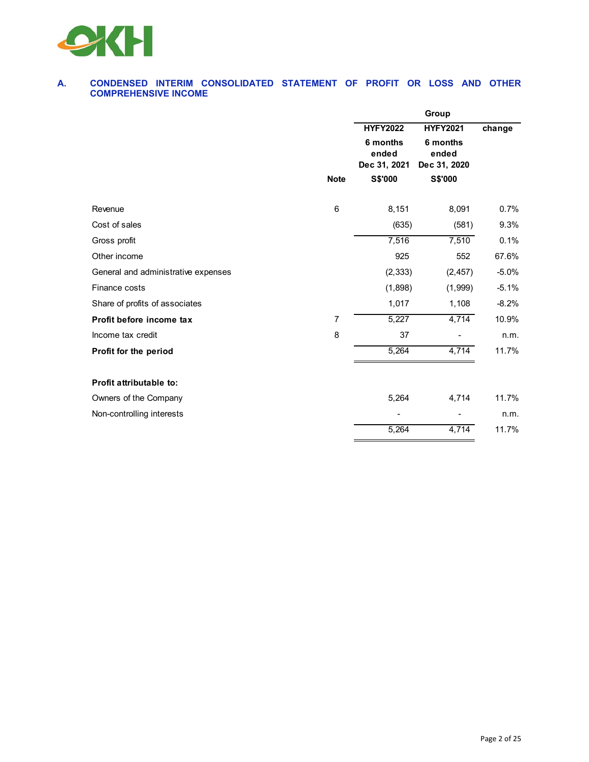## A. CONDENSED INTERIM CONSOLIDATED STATEMENT OF PROFIT OR LOSS AND OTHER COMPREHENSIVE INCOME

| | Note | Group | | |
|---|---|---|---|---|
| | | HYFY2022 | HYFY2021 | change |
| | | 6 months ended Dec 31, 2021 | 6 months ended Dec 31, 2020 | |
| | | S$'000 | S$'000 | |
| Revenue | 6 | 8,151 | 8,091 | 0.7% |
| Cost of sales | | (635) | (581) | 9.3% |
| Gross profit | | 7,516 | 7,510 | 0.1% |
| Other income | | 925 | 552 | 67.6% |
| General and administrative expenses | | (2,333) | (2,457) | -5.0% |
| Finance costs | | (1,898) | (1,999) | -5.1% |
| Share of profits of associates | | 1,017 | 1,108 | -8.2% |
| **Profit before income tax** | 7 | 5,227 | 4,714 | 10.9% |
| Income tax credit | 8 | 37 | - | n.m. |
| **Profit for the period** | | 5,264 | 4,714 | 11.7% |
| | | | | |
| **Profit attributable to:** | | | | |
| Owners of the Company | | 5,264 | 4,714 | 11.7% |
| Non-controlling interests | | - | - | n.m. |
| | | 5,264 | 4,714 | 11.7% |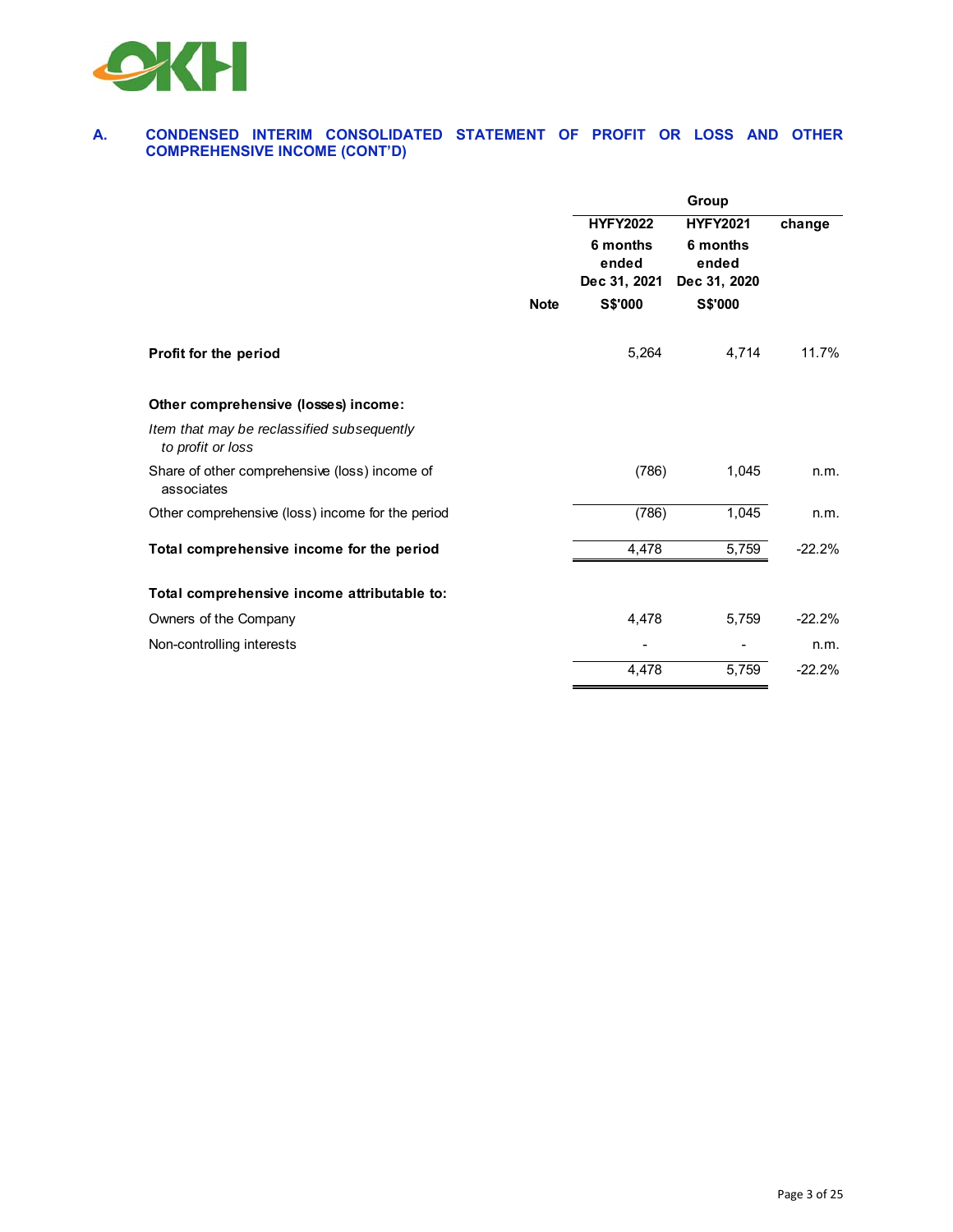## A. CONDENSED INTERIM CONSOLIDATED STATEMENT OF PROFIT OR LOSS AND OTHER COMPREHENSIVE INCOME (CONT'D)

| | | Group | | |
|---|---|---|---|---|
| | | HYFY2022 | HYFY2021 | change |
| | | 6 months ended Dec 31, 2021 | 6 months ended Dec 31, 2020 | |
| | Note | S$'000 | S$'000 | |
| **Profit for the period** | | 5,264 | 4,714 | 11.7% |
| **Other comprehensive (losses) income:** | | | | |
| *Item that may be reclassified subsequently to profit or loss* | | | | |
| Share of other comprehensive (loss) income of associates | | (786) | 1,045 | n.m. |
| Other comprehensive (loss) income for the period | | (786) | 1,045 | n.m. |
| **Total comprehensive income for the period** | | 4,478 | 5,759 | -22.2% |
| **Total comprehensive income attributable to:** | | | | |
| Owners of the Company | | 4,478 | 5,759 | -22.2% |
| Non-controlling interests | | - | - | n.m. |
| | | 4,478 | 5,759 | -22.2% |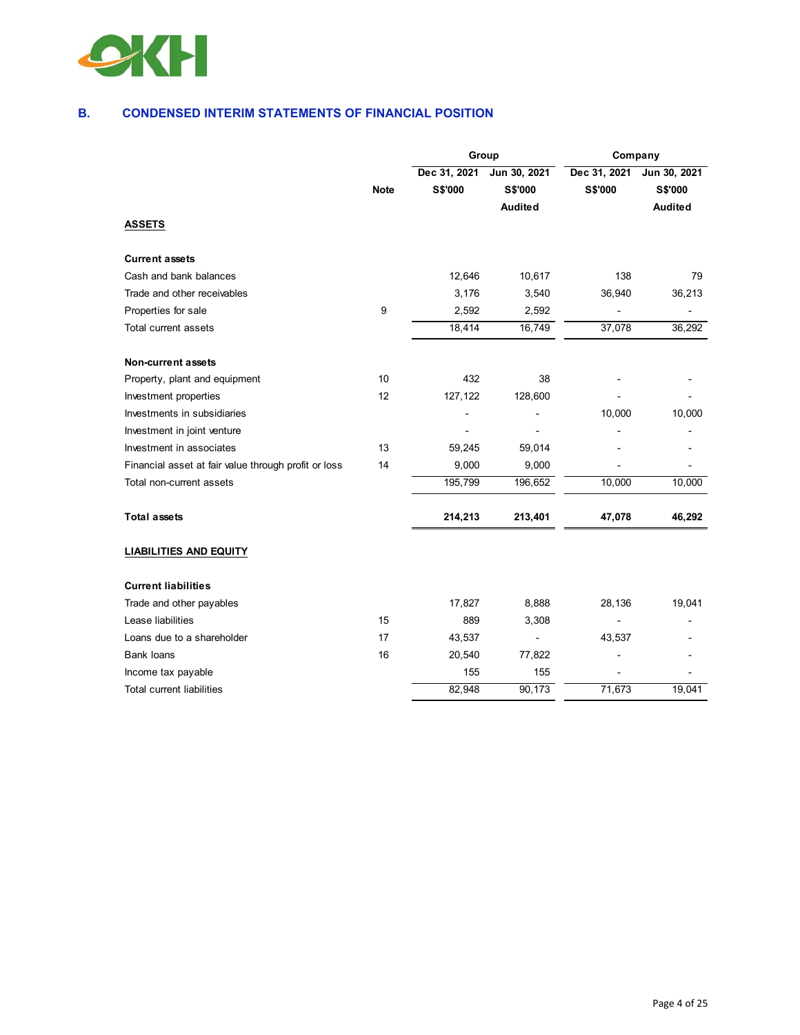## B. CONDENSED INTERIM STATEMENTS OF FINANCIAL POSITION

| | Note | Group | | Company | |
|---|---|---|---|---|---|
| | | Dec 31, 2021 | Jun 30, 2021 | Dec 31, 2021 | Jun 30, 2021 |
| | | S$'000 | S$'000 | S$'000 | S$'000 |
| | | | Audited | | Audited |
| **ASSETS** | | | | | |
| **Current assets** | | | | | |
| Cash and bank balances | | 12,646 | 10,617 | 138 | 79 |
| Trade and other receivables | | 3,176 | 3,540 | 36,940 | 36,213 |
| Properties for sale | 9 | 2,592 | 2,592 | - | - |
| Total current assets | | 18,414 | 16,749 | 37,078 | 36,292 |
| **Non-current assets** | | | | | |
| Property, plant and equipment | 10 | 432 | 38 | - | - |
| Investment properties | 12 | 127,122 | 128,600 | - | - |
| Investments in subsidiaries | | - | - | 10,000 | 10,000 |
| Investment in joint venture | | - | - | - | - |
| Investment in associates | 13 | 59,245 | 59,014 | - | - |
| Financial asset at fair value through profit or loss | 14 | 9,000 | 9,000 | - | - |
| Total non-current assets | | 195,799 | 196,652 | 10,000 | 10,000 |
| **Total assets** | | **214,213** | **213,401** | **47,078** | **46,292** |
| **LIABILITIES AND EQUITY** | | | | | |
| **Current liabilities** | | | | | |
| Trade and other payables | | 17,827 | 8,888 | 28,136 | 19,041 |
| Lease liabilities | 15 | 889 | 3,308 | - | - |
| Loans due to a shareholder | 17 | 43,537 | - | 43,537 | - |
| Bank loans | 16 | 20,540 | 77,822 | - | - |
| Income tax payable | | 155 | 155 | - | - |
| Total current liabilities | | 82,948 | 90,173 | 71,673 | 19,041 |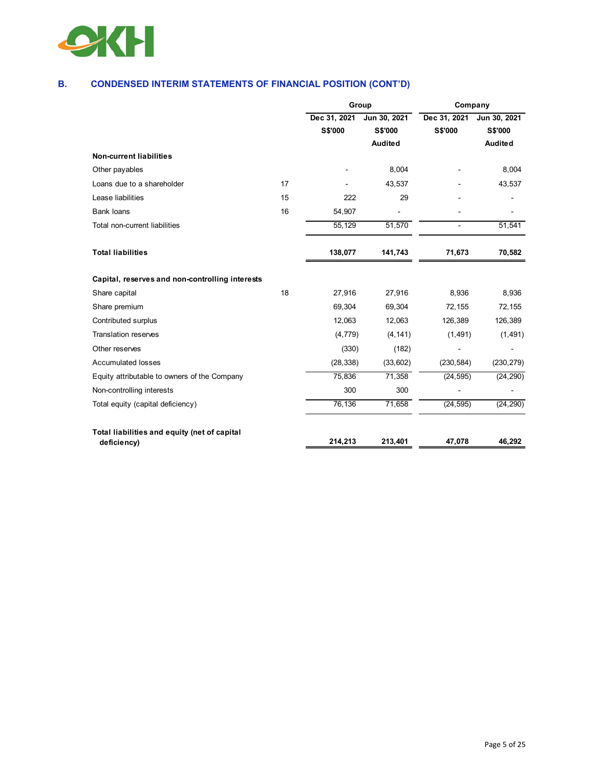## B. CONDENSED INTERIM STATEMENTS OF FINANCIAL POSITION (CONT'D)

| | | Group | | Company | |
|---|---|---|---|---|---|
| | | Dec 31, 2021 | Jun 30, 2021 | Dec 31, 2021 | Jun 30, 2021 |
| | | S$'000 | S$'000 | S$'000 | S$'000 |
| | | | Audited | | Audited |
| **Non-current liabilities** | | | | | |
| Other payables | | - | 8,004 | - | 8,004 |
| Loans due to a shareholder | 17 | - | 43,537 | - | 43,537 |
| Lease liabilities | 15 | 222 | 29 | - | - |
| Bank loans | 16 | 54,907 | - | - | - |
| Total non-current liabilities | | 55,129 | 51,570 | - | 51,541 |
| **Total liabilities** | | **138,077** | **141,743** | **71,673** | **70,582** |
| **Capital, reserves and non-controlling interests** | | | | | |
| Share capital | 18 | 27,916 | 27,916 | 8,936 | 8,936 |
| Share premium | | 69,304 | 69,304 | 72,155 | 72,155 |
| Contributed surplus | | 12,063 | 12,063 | 126,389 | 126,389 |
| Translation reserves | | (4,779) | (4,141) | (1,491) | (1,491) |
| Other reserves | | (330) | (182) | - | - |
| Accumulated losses | | (28,338) | (33,602) | (230,584) | (230,279) |
| Equity attributable to owners of the Company | | 75,836 | 71,358 | (24,595) | (24,290) |
| Non-controlling interests | | 300 | 300 | - | - |
| Total equity (capital deficiency) | | 76,136 | 71,658 | (24,595) | (24,290) |
| **Total liabilities and equity (net of capital deficiency)** | | **214,213** | **213,401** | **47,078** | **46,292** |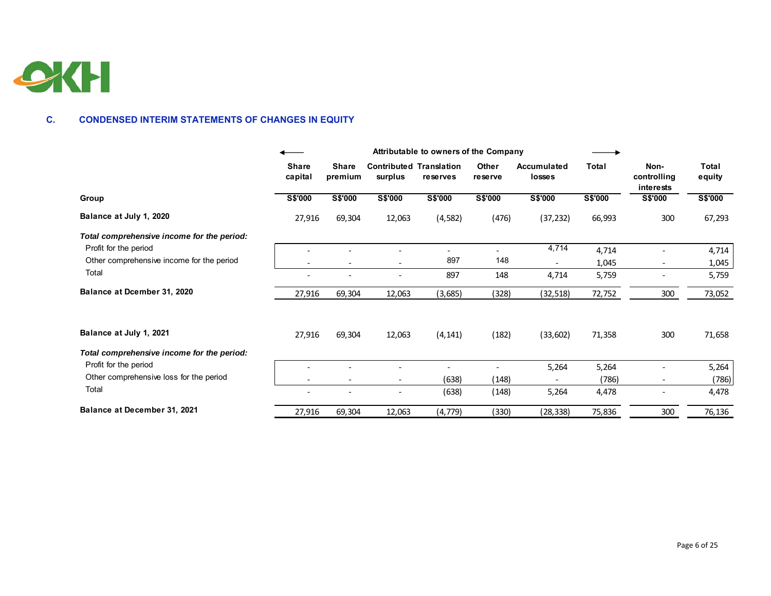## C. CONDENSED INTERIM STATEMENTS OF CHANGES IN EQUITY

| | Attributable to owners of the Company | | | | | | | | |
|---|---|---|---|---|---|---|---|---|---|
| | Share capital | Share premium | Contributed surplus | Translation reserves | Other reserve | Accumulated losses | Total | Non-controlling interests | Total equity |
| **Group** | **S$'000** | **S$'000** | **S$'000** | **S$'000** | **S$'000** | **S$'000** | **S$'000** | **S$'000** | **S$'000** |
| **Balance at July 1, 2020** | 27,916 | 69,304 | 12,063 | (4,582) | (476) | (37,232) | 66,993 | 300 | 67,293 |
| ***Total comprehensive income for the period:*** | | | | | | | | | |
| Profit for the period | - | - | - | - | - | 4,714 | 4,714 | - | 4,714 |
| Other comprehensive income for the period | - | - | - | 897 | 148 | - | 1,045 | - | 1,045 |
| Total | - | - | - | 897 | 148 | 4,714 | 5,759 | - | 5,759 |
| **Balance at Dcember 31, 2020** | 27,916 | 69,304 | 12,063 | (3,685) | (328) | (32,518) | 72,752 | 300 | 73,052 |
| | | | | | | | | | |
| **Balance at July 1, 2021** | 27,916 | 69,304 | 12,063 | (4,141) | (182) | (33,602) | 71,358 | 300 | 71,658 |
| ***Total comprehensive income for the period:*** | | | | | | | | | |
| Profit for the period | - | - | - | - | - | 5,264 | 5,264 | - | 5,264 |
| Other comprehensive loss for the period | - | - | - | (638) | (148) | - | (786) | - | (786) |
| Total | - | - | - | (638) | (148) | 5,264 | 4,478 | - | 4,478 |
| **Balance at December 31, 2021** | 27,916 | 69,304 | 12,063 | (4,779) | (330) | (28,338) | 75,836 | 300 | 76,136 |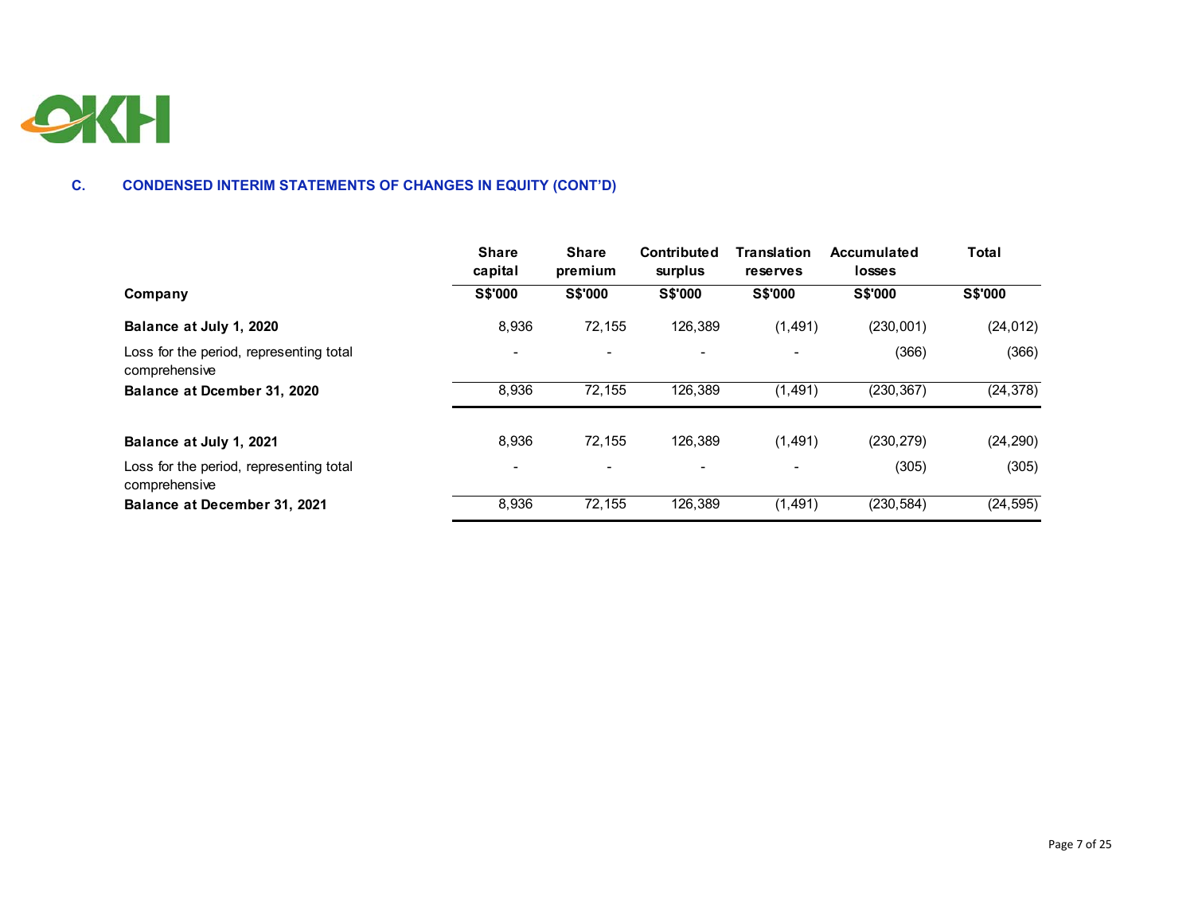## C. CONDENSED INTERIM STATEMENTS OF CHANGES IN EQUITY (CONT'D)

| Company | Share capital S$'000 | Share premium S$'000 | Contributed surplus S$'000 | Translation reserves S$'000 | Accumulated losses S$'000 | Total S$'000 |
|---|---|---|---|---|---|---|
| **Balance at July 1, 2020** | 8,936 | 72,155 | 126,389 | (1,491) | (230,001) | (24,012) |
| Loss for the period, representing total comprehensive | - | - | - | - | (366) | (366) |
| **Balance at Dcember 31, 2020** | 8,936 | 72,155 | 126,389 | (1,491) | (230,367) | (24,378) |
| | | | | | | |
| **Balance at July 1, 2021** | 8,936 | 72,155 | 126,389 | (1,491) | (230,279) | (24,290) |
| Loss for the period, representing total comprehensive | - | - | - | - | (305) | (305) |
| **Balance at December 31, 2021** | 8,936 | 72,155 | 126,389 | (1,491) | (230,584) | (24,595) |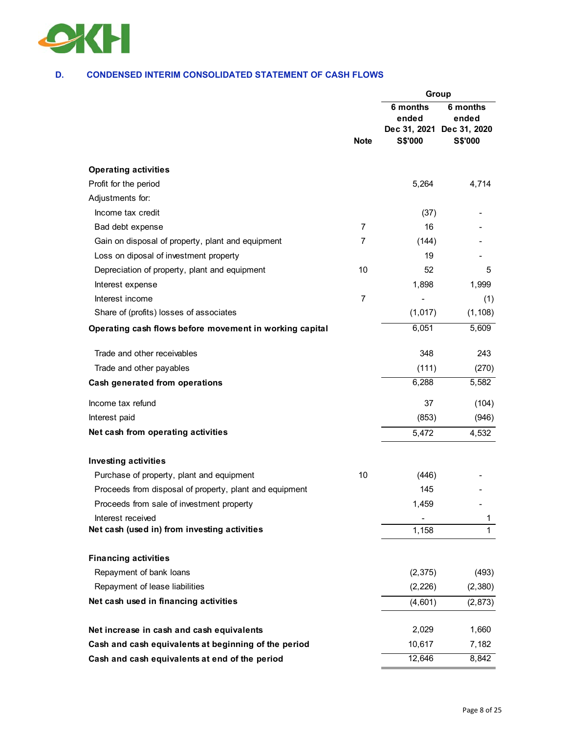## D. CONDENSED INTERIM CONSOLIDATED STATEMENT OF CASH FLOWS

| | Note | Group 6 months ended Dec 31, 2021 S$'000 | Group 6 months ended Dec 31, 2020 S$'000 |
|---|---|---|---|
| **Operating activities** | | | |
| Profit for the period | | 5,264 | 4,714 |
| Adjustments for: | | | |
| Income tax credit | | (37) | - |
| Bad debt expense | 7 | 16 | - |
| Gain on disposal of property, plant and equipment | 7 | (144) | - |
| Loss on diposal of investment property | | 19 | - |
| Depreciation of property, plant and equipment | 10 | 52 | 5 |
| Interest expense | | 1,898 | 1,999 |
| Interest income | 7 | - | (1) |
| Share of (profits) losses of associates | | (1,017) | (1,108) |
| **Operating cash flows before movement in working capital** | | 6,051 | 5,609 |
| Trade and other receivables | | 348 | 243 |
| Trade and other payables | | (111) | (270) |
| **Cash generated from operations** | | 6,288 | 5,582 |
| Income tax refund | | 37 | (104) |
| Interest paid | | (853) | (946) |
| **Net cash from operating activities** | | 5,472 | 4,532 |
| **Investing activities** | | | |
| Purchase of property, plant and equipment | 10 | (446) | - |
| Proceeds from disposal of property, plant and equipment | | 145 | - |
| Proceeds from sale of investment property | | 1,459 | - |
| Interest received | | - | 1 |
| **Net cash (used in) from investing activities** | | 1,158 | 1 |
| **Financing activities** | | | |
| Repayment of bank loans | | (2,375) | (493) |
| Repayment of lease liabilities | | (2,226) | (2,380) |
| **Net cash used in financing activities** | | (4,601) | (2,873) |
| **Net increase in cash and cash equivalents** | | 2,029 | 1,660 |
| **Cash and cash equivalents at beginning of the period** | | 10,617 | 7,182 |
| **Cash and cash equivalents at end of the period** | | 12,646 | 8,842 |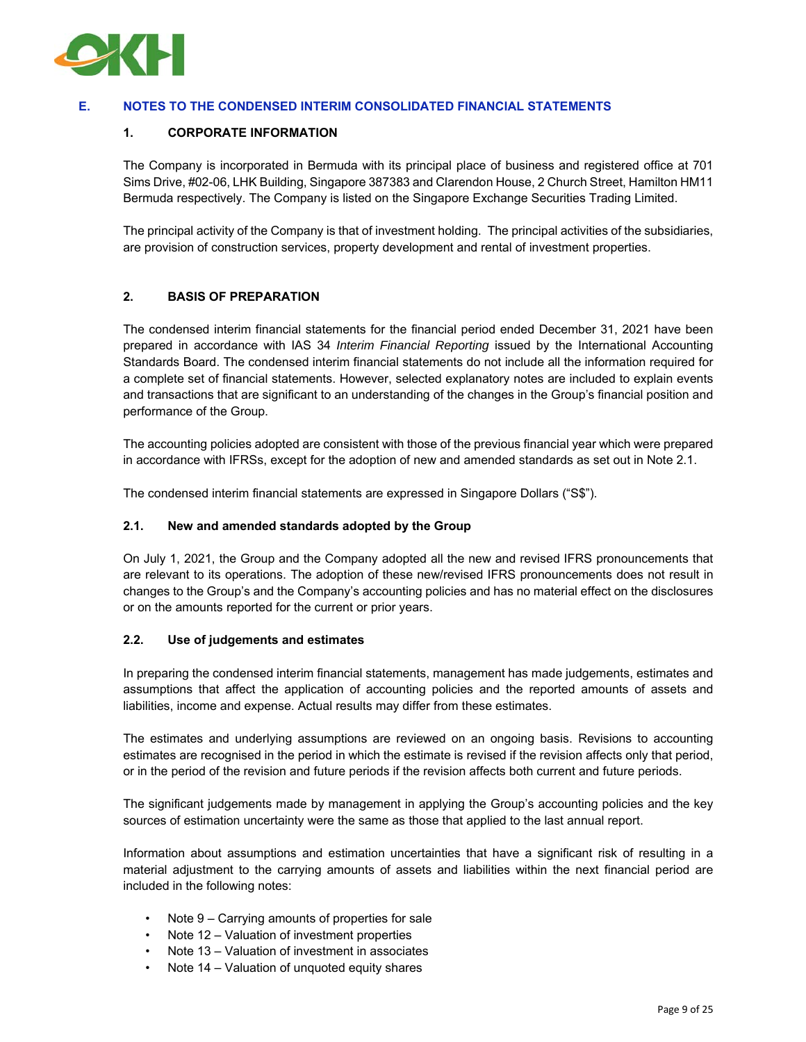## E. NOTES TO THE CONDENSED INTERIM CONSOLIDATED FINANCIAL STATEMENTS

### 1. CORPORATE INFORMATION

The Company is incorporated in Bermuda with its principal place of business and registered office at 701 Sims Drive, #02-06, LHK Building, Singapore 387383 and Clarendon House, 2 Church Street, Hamilton HM11 Bermuda respectively. The Company is listed on the Singapore Exchange Securities Trading Limited.

The principal activity of the Company is that of investment holding. The principal activities of the subsidiaries, are provision of construction services, property development and rental of investment properties.

### 2. BASIS OF PREPARATION

The condensed interim financial statements for the financial period ended December 31, 2021 have been prepared in accordance with IAS 34 *Interim Financial Reporting* issued by the International Accounting Standards Board. The condensed interim financial statements do not include all the information required for a complete set of financial statements. However, selected explanatory notes are included to explain events and transactions that are significant to an understanding of the changes in the Group's financial position and performance of the Group.

The accounting policies adopted are consistent with those of the previous financial year which were prepared in accordance with IFRSs, except for the adoption of new and amended standards as set out in Note 2.1.

The condensed interim financial statements are expressed in Singapore Dollars ("S$").

#### 2.1. New and amended standards adopted by the Group

On July 1, 2021, the Group and the Company adopted all the new and revised IFRS pronouncements that are relevant to its operations. The adoption of these new/revised IFRS pronouncements does not result in changes to the Group's and the Company's accounting policies and has no material effect on the disclosures or on the amounts reported for the current or prior years.

#### 2.2. Use of judgements and estimates

In preparing the condensed interim financial statements, management has made judgements, estimates and assumptions that affect the application of accounting policies and the reported amounts of assets and liabilities, income and expense. Actual results may differ from these estimates.

The estimates and underlying assumptions are reviewed on an ongoing basis. Revisions to accounting estimates are recognised in the period in which the estimate is revised if the revision affects only that period, or in the period of the revision and future periods if the revision affects both current and future periods.

The significant judgements made by management in applying the Group's accounting policies and the key sources of estimation uncertainty were the same as those that applied to the last annual report.

Information about assumptions and estimation uncertainties that have a significant risk of resulting in a material adjustment to the carrying amounts of assets and liabilities within the next financial period are included in the following notes:

- Note 9 – Carrying amounts of properties for sale
- Note 12 – Valuation of investment properties
- Note 13 – Valuation of investment in associates
- Note 14 – Valuation of unquoted equity shares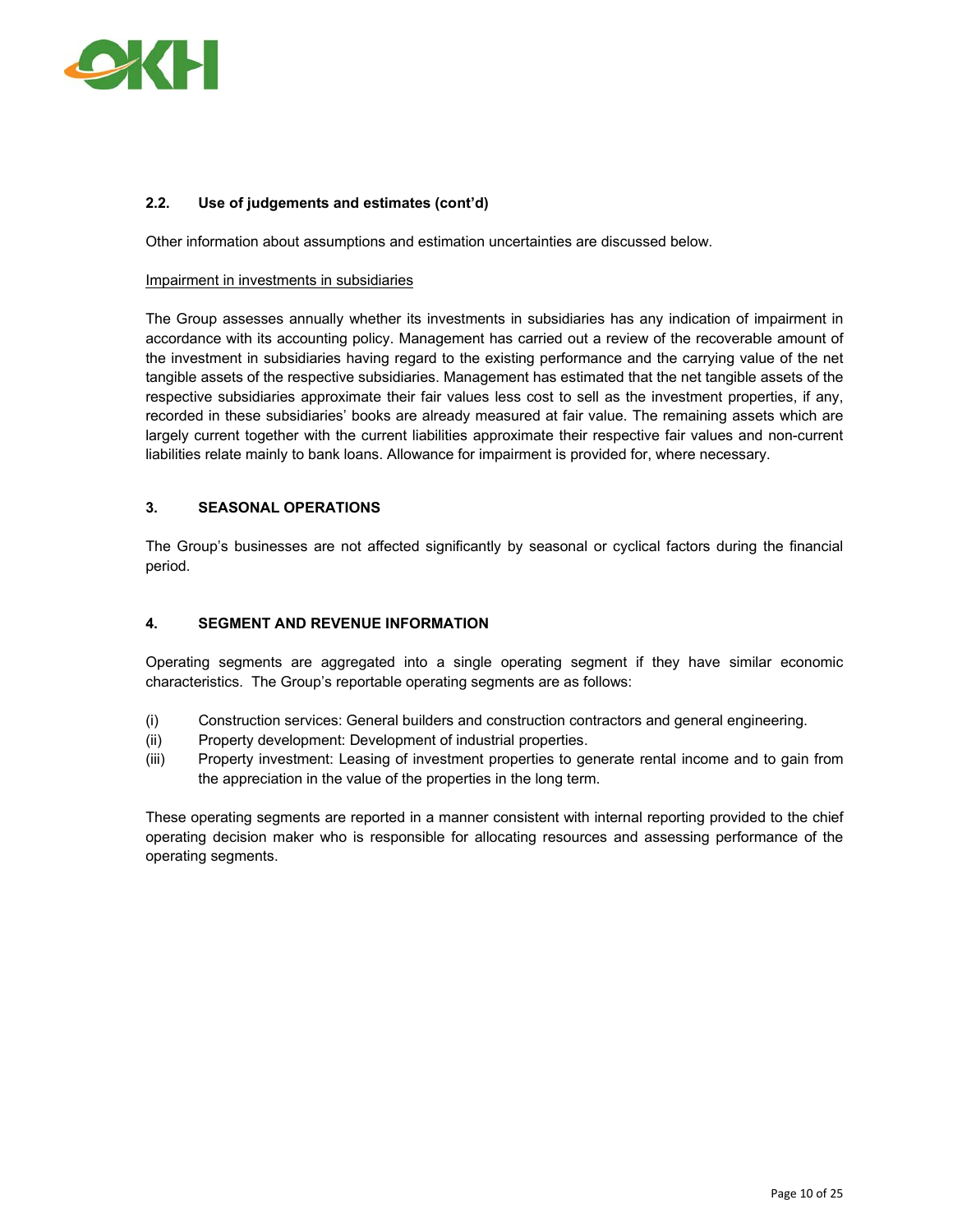### 2.2. Use of judgements and estimates (cont'd)

Other information about assumptions and estimation uncertainties are discussed below.

Impairment in investments in subsidiaries

The Group assesses annually whether its investments in subsidiaries has any indication of impairment in accordance with its accounting policy. Management has carried out a review of the recoverable amount of the investment in subsidiaries having regard to the existing performance and the carrying value of the net tangible assets of the respective subsidiaries. Management has estimated that the net tangible assets of the respective subsidiaries approximate their fair values less cost to sell as the investment properties, if any, recorded in these subsidiaries' books are already measured at fair value. The remaining assets which are largely current together with the current liabilities approximate their respective fair values and non-current liabilities relate mainly to bank loans. Allowance for impairment is provided for, where necessary.

## 3. SEASONAL OPERATIONS

The Group's businesses are not affected significantly by seasonal or cyclical factors during the financial period.

## 4. SEGMENT AND REVENUE INFORMATION

Operating segments are aggregated into a single operating segment if they have similar economic characteristics. The Group's reportable operating segments are as follows:

(i) Construction services: General builders and construction contractors and general engineering.
(ii) Property development: Development of industrial properties.
(iii) Property investment: Leasing of investment properties to generate rental income and to gain from the appreciation in the value of the properties in the long term.

These operating segments are reported in a manner consistent with internal reporting provided to the chief operating decision maker who is responsible for allocating resources and assessing performance of the operating segments.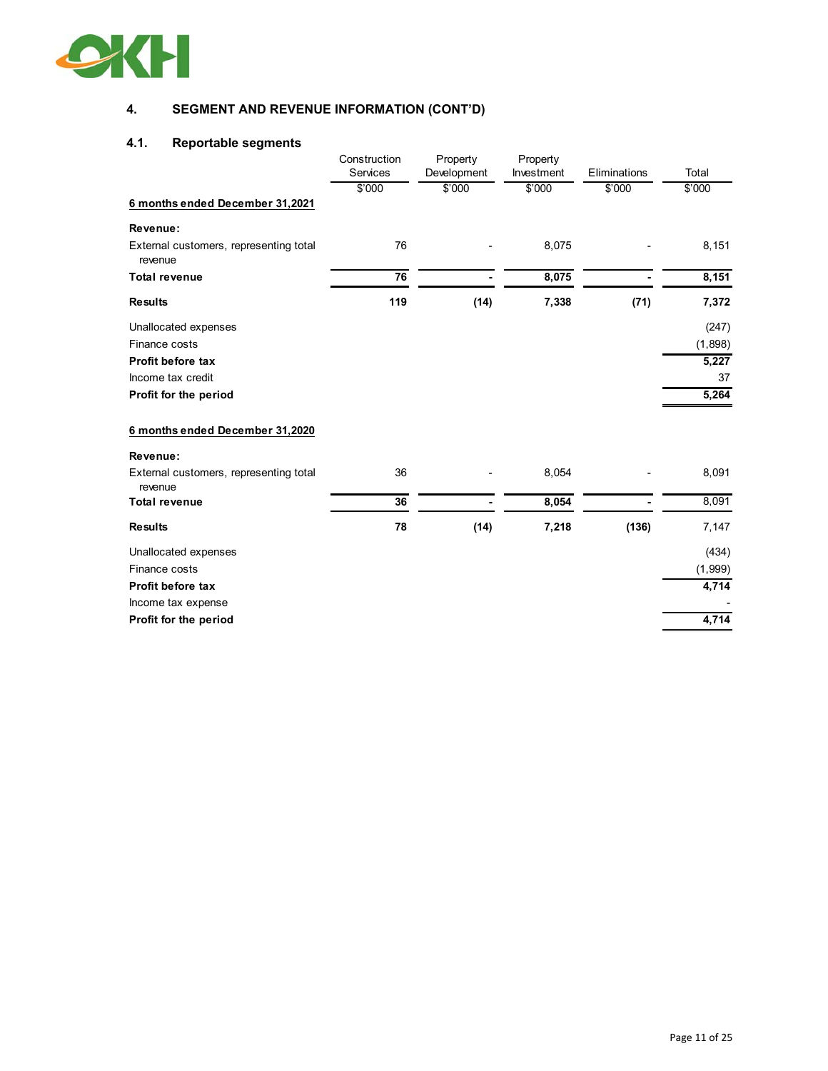## 4. SEGMENT AND REVENUE INFORMATION (CONT'D)

### 4.1. Reportable segments

| | Construction Services | Property Development | Property Investment | Eliminations | Total |
|---|---|---|---|---|---|
| | $'000 | $'000 | $'000 | $'000 | $'000 |
| **6 months ended December 31,2021** | | | | | |
| **Revenue:** | | | | | |
| External customers, representing total revenue | 76 | - | 8,075 | - | 8,151 |
| **Total revenue** | **76** | **-** | **8,075** | **-** | **8,151** |
| **Results** | **119** | **(14)** | **7,338** | **(71)** | **7,372** |
| Unallocated expenses | | | | | (247) |
| Finance costs | | | | | (1,898) |
| **Profit before tax** | | | | | **5,227** |
| Income tax credit | | | | | 37 |
| **Profit for the period** | | | | | **5,264** |
| **6 months ended December 31,2020** | | | | | |
| **Revenue:** | | | | | |
| External customers, representing total revenue | 36 | - | 8,054 | - | 8,091 |
| **Total revenue** | **36** | **-** | **8,054** | **-** | 8,091 |
| **Results** | **78** | **(14)** | **7,218** | **(136)** | 7,147 |
| Unallocated expenses | | | | | (434) |
| Finance costs | | | | | (1,999) |
| **Profit before tax** | | | | | **4,714** |
| Income tax expense | | | | | - |
| **Profit for the period** | | | | | **4,714** |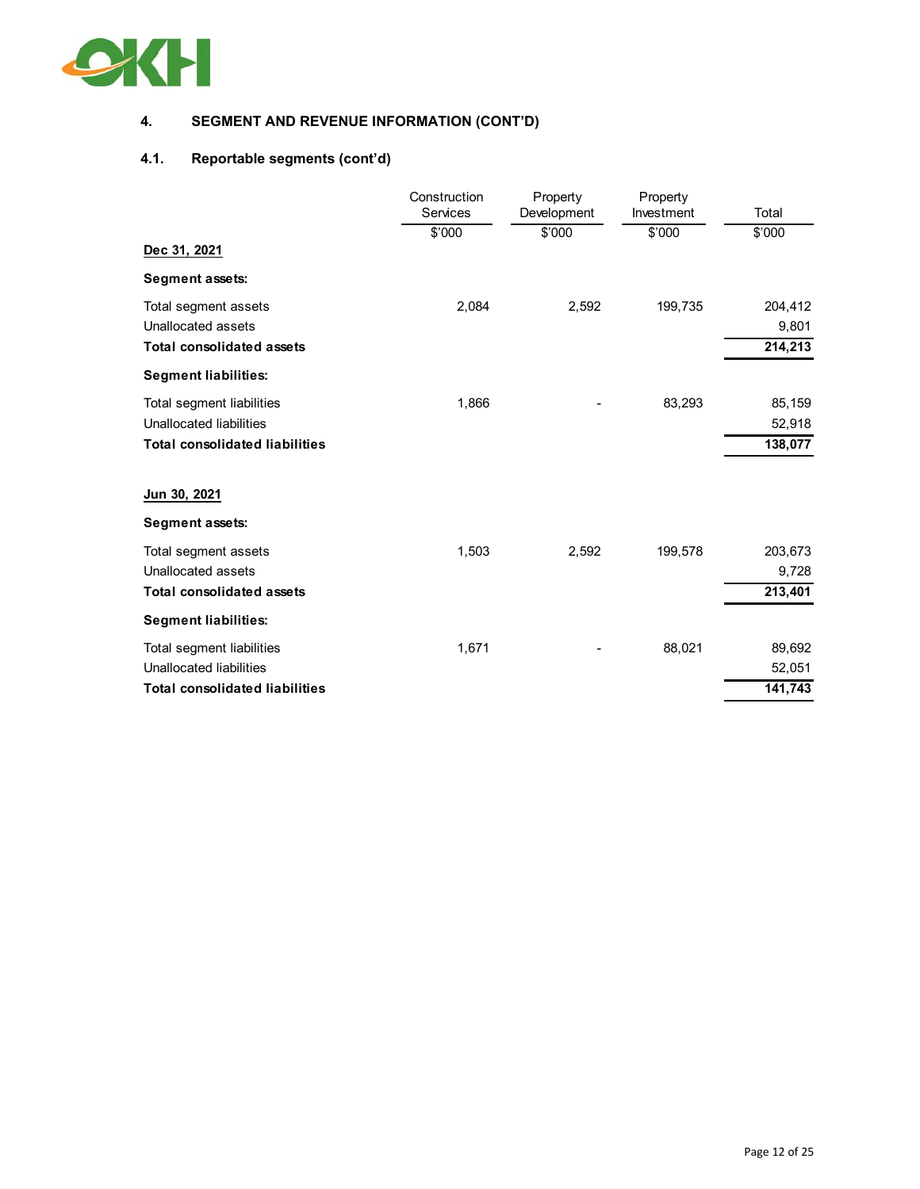## 4. SEGMENT AND REVENUE INFORMATION (CONT'D)

### 4.1. Reportable segments (cont'd)

| | Construction Services | Property Development | Property Investment | Total |
|---|---|---|---|---|
| | $'000 | $'000 | $'000 | $'000 |
| **Dec 31, 2021** | | | | |
| **Segment assets:** | | | | |
| Total segment assets | 2,084 | 2,592 | 199,735 | 204,412 |
| Unallocated assets | | | | 9,801 |
| **Total consolidated assets** | | | | **214,213** |
| **Segment liabilities:** | | | | |
| Total segment liabilities | 1,866 | - | 83,293 | 85,159 |
| Unallocated liabilities | | | | 52,918 |
| **Total consolidated liabilities** | | | | **138,077** |
| **Jun 30, 2021** | | | | |
| **Segment assets:** | | | | |
| Total segment assets | 1,503 | 2,592 | 199,578 | 203,673 |
| Unallocated assets | | | | 9,728 |
| **Total consolidated assets** | | | | **213,401** |
| **Segment liabilities:** | | | | |
| Total segment liabilities | 1,671 | - | 88,021 | 89,692 |
| Unallocated liabilities | | | | 52,051 |
| **Total consolidated liabilities** | | | | **141,743** |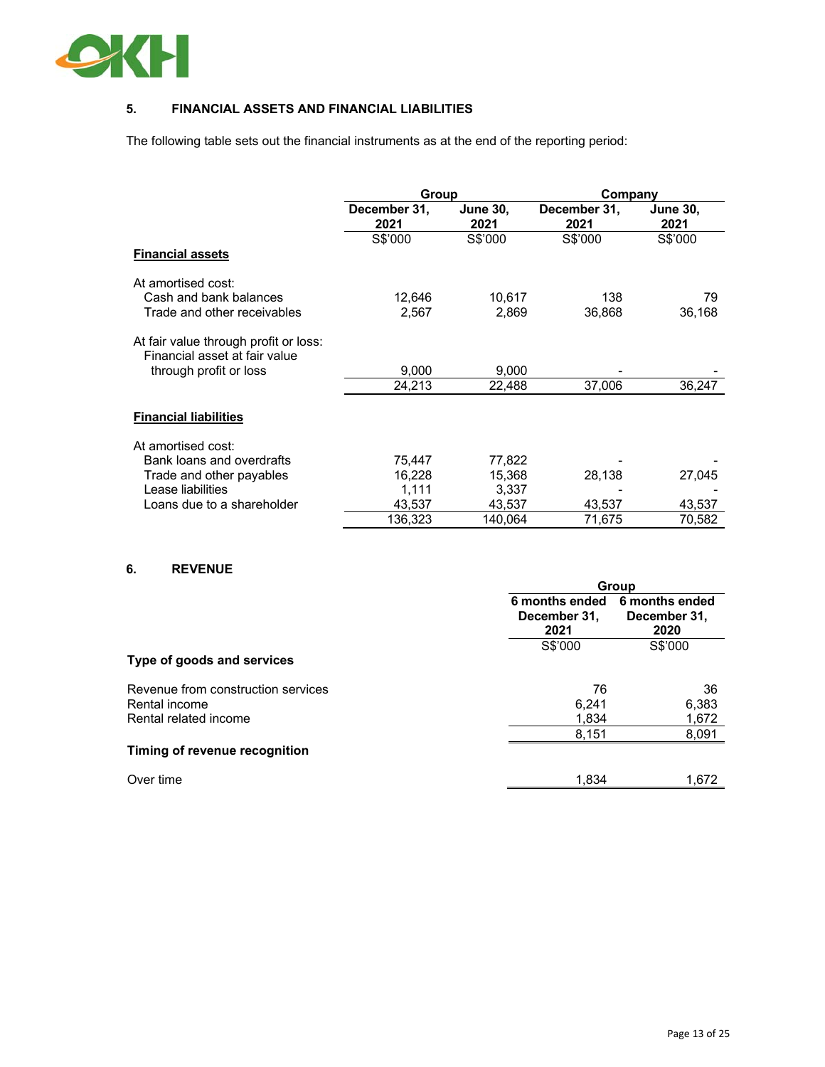## 5. FINANCIAL ASSETS AND FINANCIAL LIABILITIES

The following table sets out the financial instruments as at the end of the reporting period:

| | Group | | Company | |
|---|---|---|---|---|
| | December 31, 2021 | June 30, 2021 | December 31, 2021 | June 30, 2021 |
| | S$'000 | S$'000 | S$'000 | S$'000 |
| **Financial assets** | | | | |
| At amortised cost: | | | | |
| Cash and bank balances | 12,646 | 10,617 | 138 | 79 |
| Trade and other receivables | 2,567 | 2,869 | 36,868 | 36,168 |
| At fair value through profit or loss: | | | | |
| Financial asset at fair value through profit or loss | 9,000 | 9,000 | - | - |
| | 24,213 | 22,488 | 37,006 | 36,247 |
| **Financial liabilities** | | | | |
| At amortised cost: | | | | |
| Bank loans and overdrafts | 75,447 | 77,822 | - | - |
| Trade and other payables | 16,228 | 15,368 | 28,138 | 27,045 |
| Lease liabilities | 1,111 | 3,337 | - | - |
| Loans due to a shareholder | 43,537 | 43,537 | 43,537 | 43,537 |
| | 136,323 | 140,064 | 71,675 | 70,582 |

## 6. REVENUE

| | Group | |
|---|---|---|
| | 6 months ended December 31, 2021 | 6 months ended December 31, 2020 |
| | S$'000 | S$'000 |
| **Type of goods and services** | | |
| Revenue from construction services | 76 | 36 |
| Rental income | 6,241 | 6,383 |
| Rental related income | 1,834 | 1,672 |
| | 8,151 | 8,091 |
| **Timing of revenue recognition** | | |
| Over time | 1,834 | 1,672 |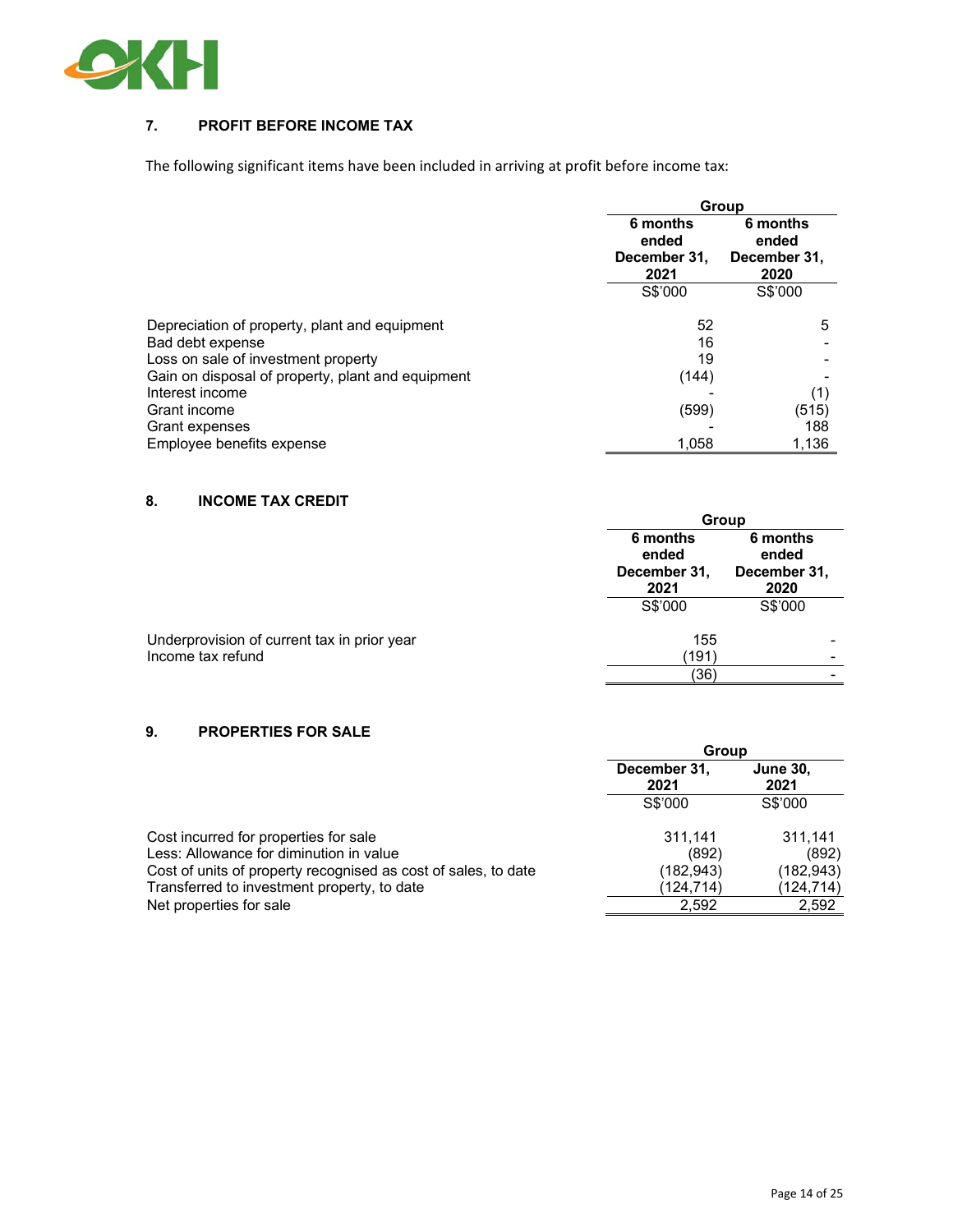## 7. PROFIT BEFORE INCOME TAX

The following significant items have been included in arriving at profit before income tax:

| | Group | |
|---|---|---|
| | 6 months ended December 31, 2021 | 6 months ended December 31, 2020 |
| | S$'000 | S$'000 |
| Depreciation of property, plant and equipment | 52 | 5 |
| Bad debt expense | 16 | - |
| Loss on sale of investment property | 19 | - |
| Gain on disposal of property, plant and equipment | (144) | - |
| Interest income | - | (1) |
| Grant income | (599) | (515) |
| Grant expenses | - | 188 |
| Employee benefits expense | 1,058 | 1,136 |

## 8. INCOME TAX CREDIT

| | Group | |
|---|---|---|
| | 6 months ended December 31, 2021 | 6 months ended December 31, 2020 |
| | S$'000 | S$'000 |
| Underprovision of current tax in prior year | 155 | - |
| Income tax refund | (191) | - |
| | (36) | - |

## 9. PROPERTIES FOR SALE

| | Group | |
|---|---|---|
| | December 31, 2021 | June 30, 2021 |
| | S$'000 | S$'000 |
| Cost incurred for properties for sale | 311,141 | 311,141 |
| Less: Allowance for diminution in value | (892) | (892) |
| Cost of units of property recognised as cost of sales, to date | (182,943) | (182,943) |
| Transferred to investment property, to date | (124,714) | (124,714) |
| Net properties for sale | 2,592 | 2,592 |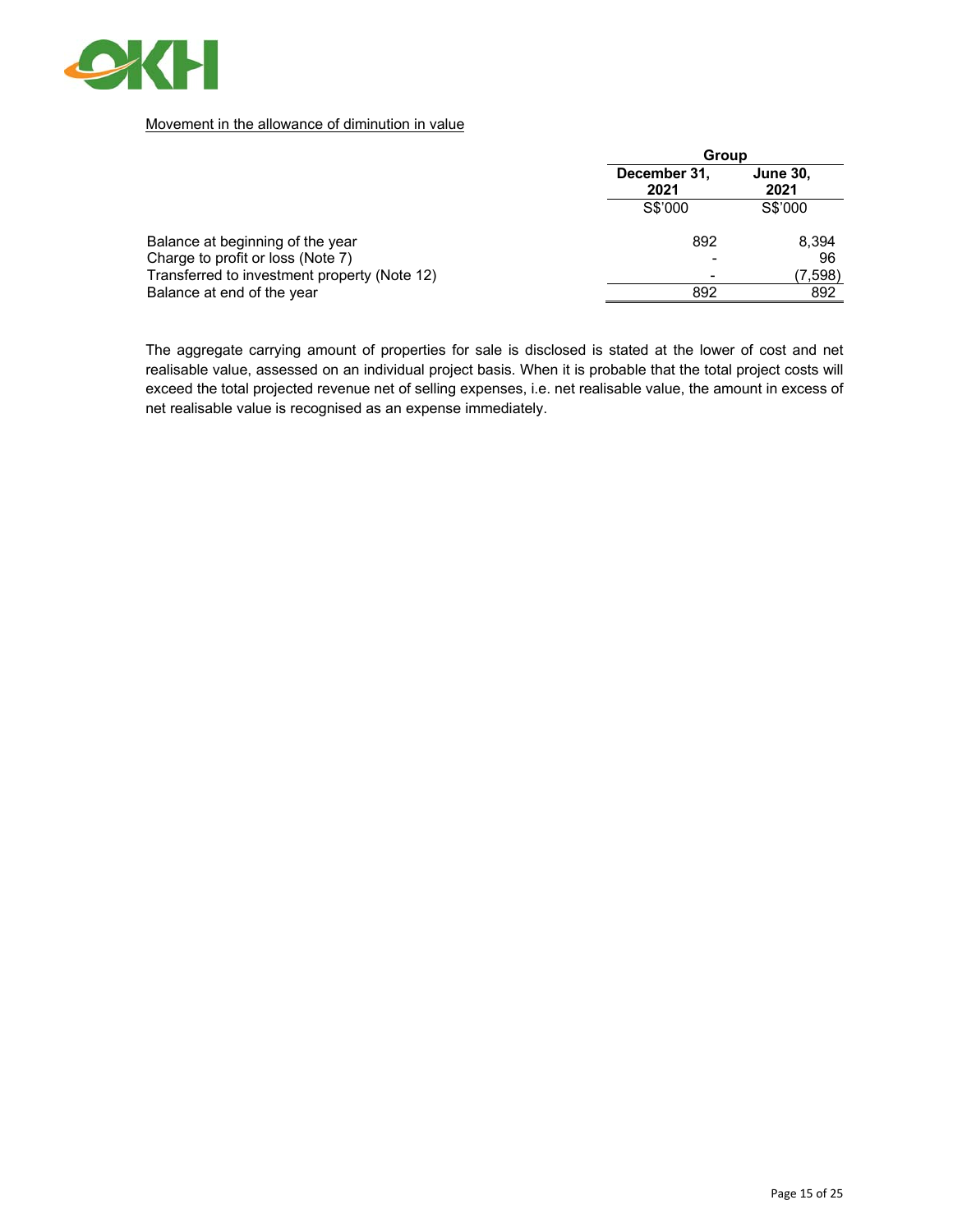Movement in the allowance of diminution in value

| | Group | |
|---|---|---|
| | December 31, 2021 | June 30, 2021 |
| | S$'000 | S$'000 |
| Balance at beginning of the year | 892 | 8,394 |
| Charge to profit or loss (Note 7) | - | 96 |
| Transferred to investment property (Note 12) | - | (7,598) |
| Balance at end of the year | 892 | 892 |

The aggregate carrying amount of properties for sale is disclosed is stated at the lower of cost and net realisable value, assessed on an individual project basis. When it is probable that the total project costs will exceed the total projected revenue net of selling expenses, i.e. net realisable value, the amount in excess of net realisable value is recognised as an expense immediately.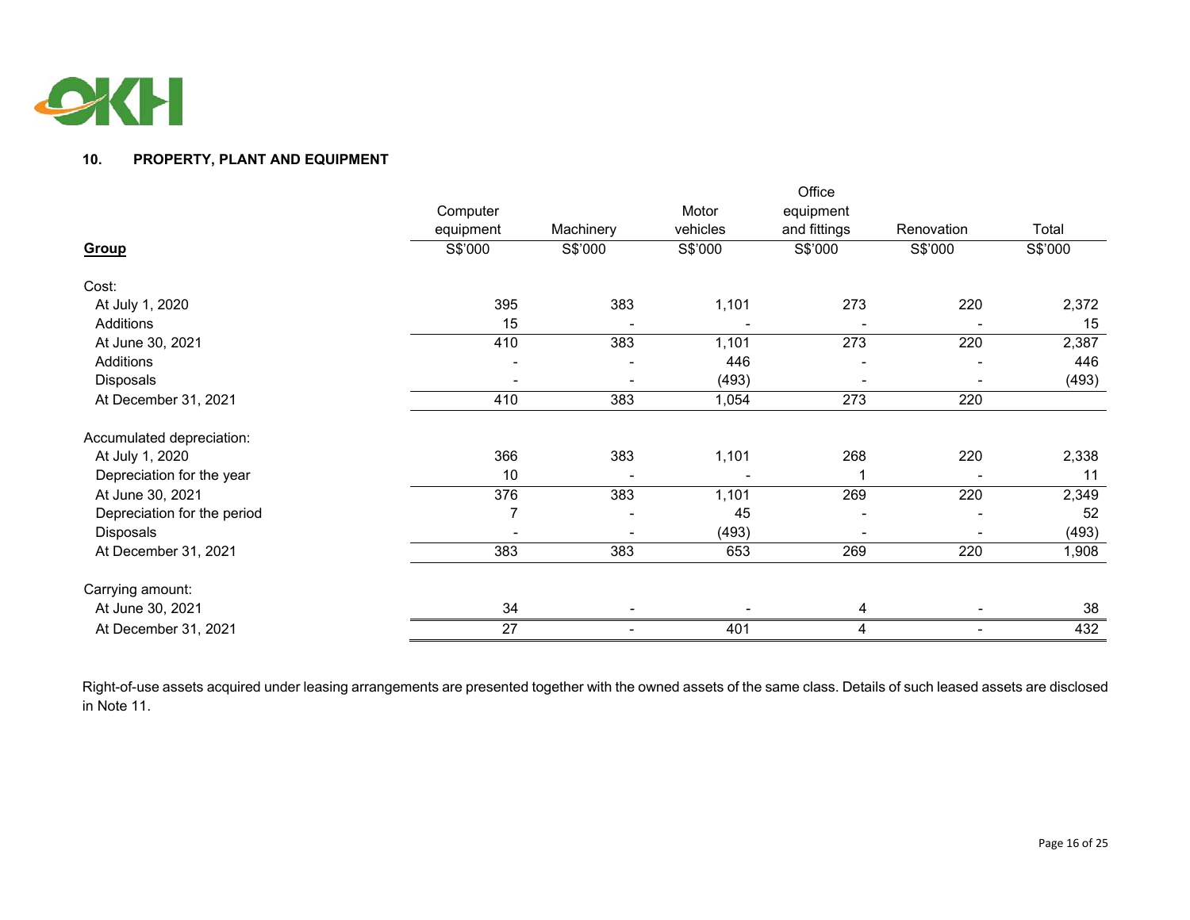## 10. PROPERTY, PLANT AND EQUIPMENT

| Group | Computer equipment | Machinery | Motor vehicles | Office equipment and fittings | Renovation | Total |
|---|---|---|---|---|---|---|
| | S$'000 | S$'000 | S$'000 | S$'000 | S$'000 | S$'000 |
| Cost: | | | | | | |
| At July 1, 2020 | 395 | 383 | 1,101 | 273 | 220 | 2,372 |
| Additions | 15 | - | - | - | - | 15 |
| At June 30, 2021 | 410 | 383 | 1,101 | 273 | 220 | 2,387 |
| Additions | - | - | 446 | - | - | 446 |
| Disposals | - | - | (493) | - | - | (493) |
| At December 31, 2021 | 410 | 383 | 1,054 | 273 | 220 | |
| Accumulated depreciation: | | | | | | |
| At July 1, 2020 | 366 | 383 | 1,101 | 268 | 220 | 2,338 |
| Depreciation for the year | 10 | - | - | 1 | - | 11 |
| At June 30, 2021 | 376 | 383 | 1,101 | 269 | 220 | 2,349 |
| Depreciation for the period | 7 | - | 45 | - | - | 52 |
| Disposals | - | - | (493) | - | - | (493) |
| At December 31, 2021 | 383 | 383 | 653 | 269 | 220 | 1,908 |
| Carrying amount: | | | | | | |
| At June 30, 2021 | 34 | - | - | 4 | - | 38 |
| At December 31, 2021 | 27 | - | 401 | 4 | - | 432 |

Right-of-use assets acquired under leasing arrangements are presented together with the owned assets of the same class. Details of such leased assets are disclosed in Note 11.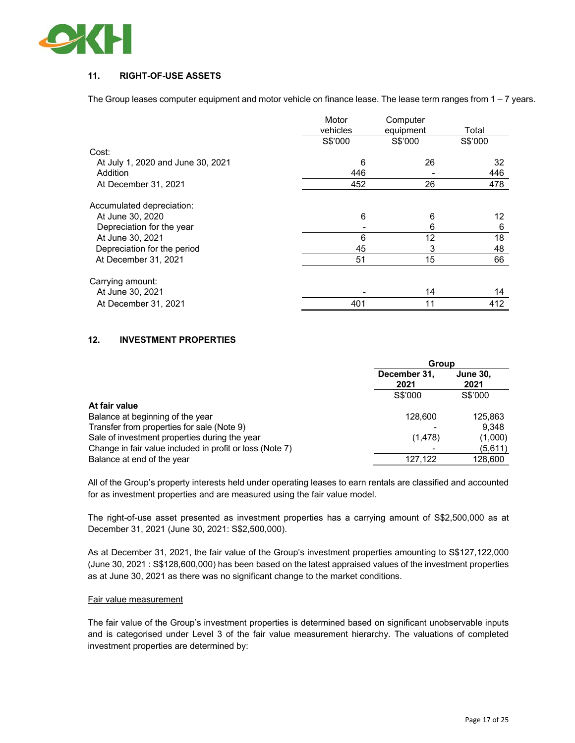## 11. RIGHT-OF-USE ASSETS

The Group leases computer equipment and motor vehicle on finance lease. The lease term ranges from 1 – 7 years.

| | Motor vehicles | Computer equipment | Total |
|---|---|---|---|
| | S$'000 | S$'000 | S$'000 |
| Cost: | | | |
| At July 1, 2020 and June 30, 2021 | 6 | 26 | 32 |
| Addition | 446 | - | 446 |
| At December 31, 2021 | 452 | 26 | 478 |
| | | | |
| Accumulated depreciation: | | | |
| At June 30, 2020 | 6 | 6 | 12 |
| Depreciation for the year | - | 6 | 6 |
| At June 30, 2021 | 6 | 12 | 18 |
| Depreciation for the period | 45 | 3 | 48 |
| At December 31, 2021 | 51 | 15 | 66 |
| | | | |
| Carrying amount: | | | |
| At June 30, 2021 | - | 14 | 14 |
| At December 31, 2021 | 401 | 11 | 412 |

## 12. INVESTMENT PROPERTIES

| | Group | |
|---|---|---|
| | **December 31, 2021** | **June 30, 2021** |
| | S$'000 | S$'000 |
| **At fair value** | | |
| Balance at beginning of the year | 128,600 | 125,863 |
| Transfer from properties for sale (Note 9) | - | 9,348 |
| Sale of investment properties during the year | (1,478) | (1,000) |
| Change in fair value included in profit or loss (Note 7) | - | (5,611) |
| Balance at end of the year | 127,122 | 128,600 |

All of the Group's property interests held under operating leases to earn rentals are classified and accounted for as investment properties and are measured using the fair value model.

The right-of-use asset presented as investment properties has a carrying amount of S$2,500,000 as at December 31, 2021 (June 30, 2021: S$2,500,000).

As at December 31, 2021, the fair value of the Group's investment properties amounting to S$127,122,000 (June 30, 2021 : S$128,600,000) has been based on the latest appraised values of the investment properties as at June 30, 2021 as there was no significant change to the market conditions.

Fair value measurement

The fair value of the Group's investment properties is determined based on significant unobservable inputs and is categorised under Level 3 of the fair value measurement hierarchy. The valuations of completed investment properties are determined by: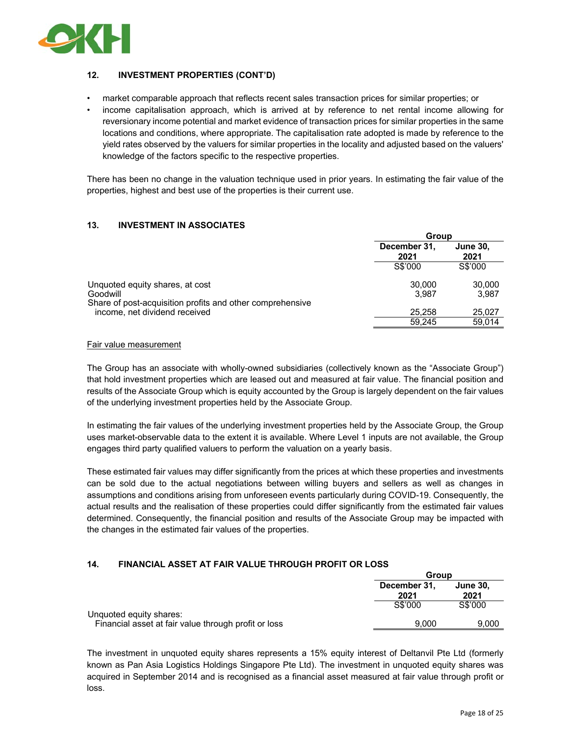## 12. INVESTMENT PROPERTIES (CONT'D)

- market comparable approach that reflects recent sales transaction prices for similar properties; or
- income capitalisation approach, which is arrived at by reference to net rental income allowing for reversionary income potential and market evidence of transaction prices for similar properties in the same locations and conditions, where appropriate. The capitalisation rate adopted is made by reference to the yield rates observed by the valuers for similar properties in the locality and adjusted based on the valuers' knowledge of the factors specific to the respective properties.

There has been no change in the valuation technique used in prior years. In estimating the fair value of the properties, highest and best use of the properties is their current use.

## 13. INVESTMENT IN ASSOCIATES

| | Group | |
|---|---|---|
| | **December 31, 2021** | **June 30, 2021** |
| | S$'000 | S$'000 |
| Unquoted equity shares, at cost | 30,000 | 30,000 |
| Goodwill | 3,987 | 3,987 |
| Share of post-acquisition profits and other comprehensive income, net dividend received | 25,258 | 25,027 |
| | 59,245 | 59,014 |

Fair value measurement

The Group has an associate with wholly-owned subsidiaries (collectively known as the "Associate Group") that hold investment properties which are leased out and measured at fair value. The financial position and results of the Associate Group which is equity accounted by the Group is largely dependent on the fair values of the underlying investment properties held by the Associate Group.

In estimating the fair values of the underlying investment properties held by the Associate Group, the Group uses market-observable data to the extent it is available. Where Level 1 inputs are not available, the Group engages third party qualified valuers to perform the valuation on a yearly basis.

These estimated fair values may differ significantly from the prices at which these properties and investments can be sold due to the actual negotiations between willing buyers and sellers as well as changes in assumptions and conditions arising from unforeseen events particularly during COVID-19. Consequently, the actual results and the realisation of these properties could differ significantly from the estimated fair values determined. Consequently, the financial position and results of the Associate Group may be impacted with the changes in the estimated fair values of the properties.

## 14. FINANCIAL ASSET AT FAIR VALUE THROUGH PROFIT OR LOSS

| | Group | |
|---|---|---|
| | **December 31, 2021** | **June 30, 2021** |
| | S$'000 | S$'000 |
| Unquoted equity shares: | | |
| Financial asset at fair value through profit or loss | 9,000 | 9,000 |

The investment in unquoted equity shares represents a 15% equity interest of Deltanvil Pte Ltd (formerly known as Pan Asia Logistics Holdings Singapore Pte Ltd). The investment in unquoted equity shares was acquired in September 2014 and is recognised as a financial asset measured at fair value through profit or loss.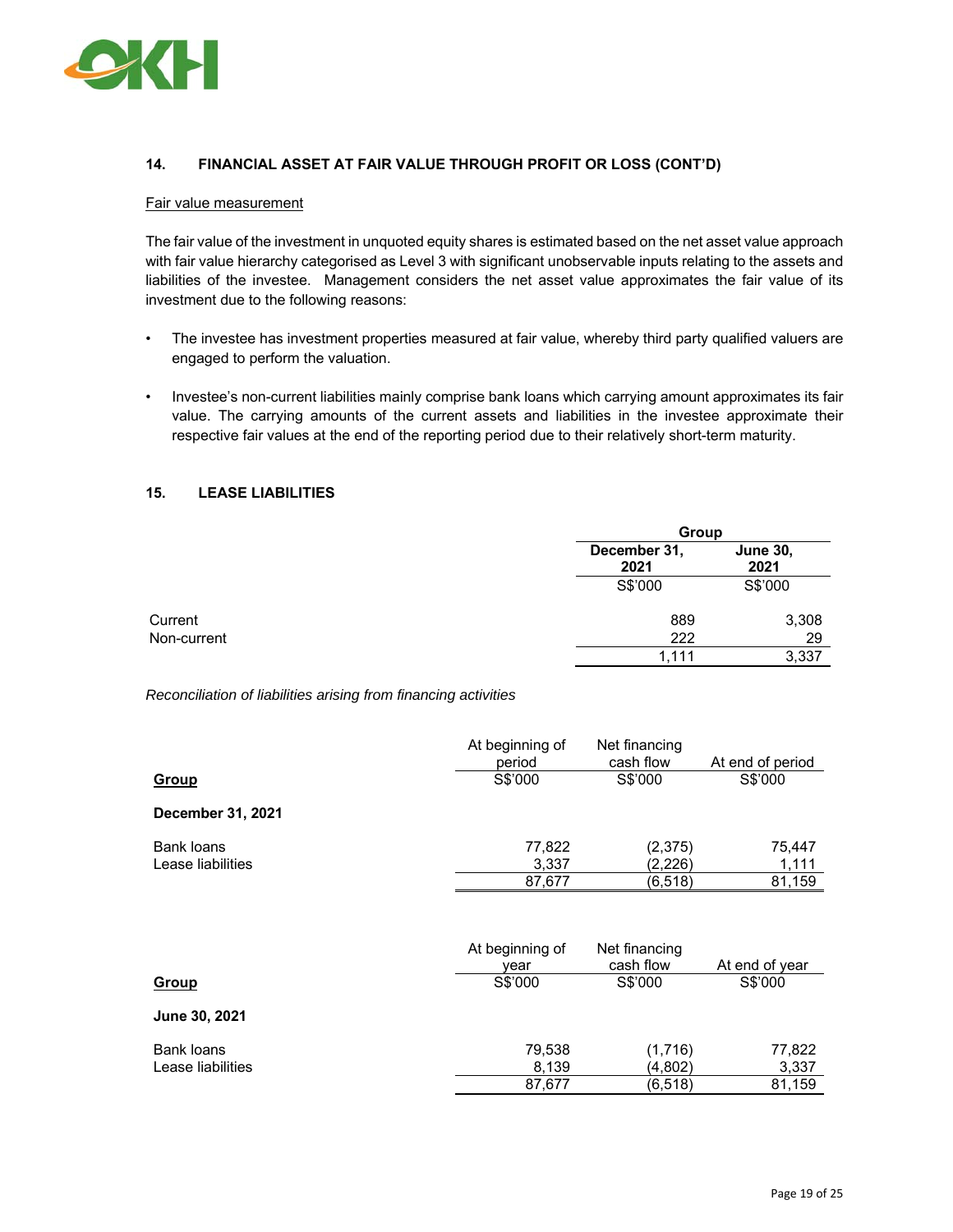## 14. FINANCIAL ASSET AT FAIR VALUE THROUGH PROFIT OR LOSS (CONT'D)

Fair value measurement

The fair value of the investment in unquoted equity shares is estimated based on the net asset value approach with fair value hierarchy categorised as Level 3 with significant unobservable inputs relating to the assets and liabilities of the investee. Management considers the net asset value approximates the fair value of its investment due to the following reasons:

- The investee has investment properties measured at fair value, whereby third party qualified valuers are engaged to perform the valuation.
- Investee's non-current liabilities mainly comprise bank loans which carrying amount approximates its fair value. The carrying amounts of the current assets and liabilities in the investee approximate their respective fair values at the end of the reporting period due to their relatively short-term maturity.

## 15. LEASE LIABILITIES

| | Group | |
|---|---|---|
| | **December 31, 2021** | **June 30, 2021** |
| | S$'000 | S$'000 |
| Current | 889 | 3,308 |
| Non-current | 222 | 29 |
| | 1,111 | 3,337 |

*Reconciliation of liabilities arising from financing activities*

| **Group** | At beginning of period S$'000 | Net financing cash flow S$'000 | At end of period S$'000 |
|---|---|---|---|
| **December 31, 2021** | | | |
| Bank loans | 77,822 | (2,375) | 75,447 |
| Lease liabilities | 3,337 | (2,226) | 1,111 |
| | 87,677 | (6,518) | 81,159 |

| **Group** | At beginning of year S$'000 | Net financing cash flow S$'000 | At end of year S$'000 |
|---|---|---|---|
| **June 30, 2021** | | | |
| Bank loans | 79,538 | (1,716) | 77,822 |
| Lease liabilities | 8,139 | (4,802) | 3,337 |
| | 87,677 | (6,518) | 81,159 |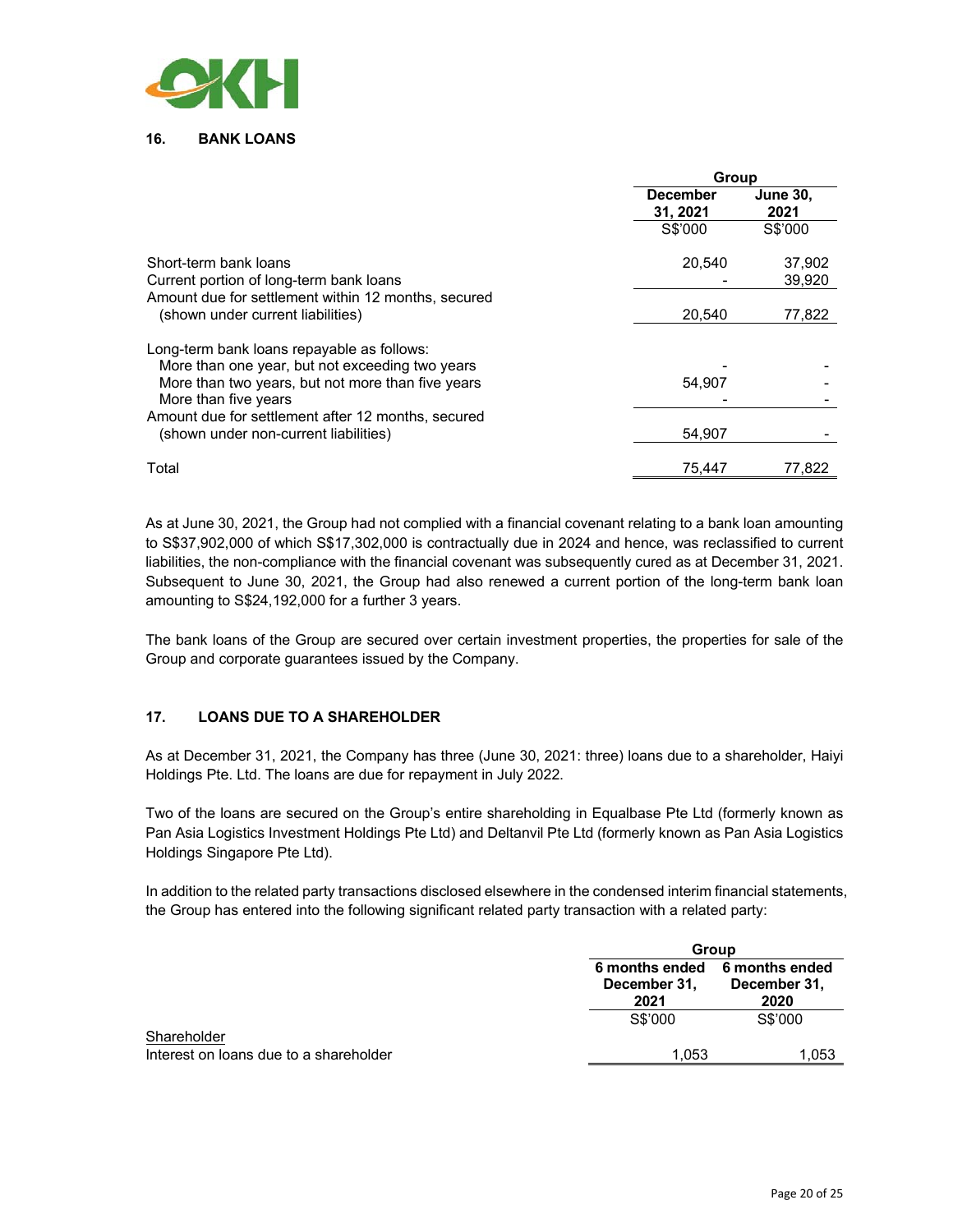## 16. BANK LOANS

| | Group | |
|---|---|---|
| | December 31, 2021 | June 30, 2021 |
| | S$'000 | S$'000 |
| Short-term bank loans | 20,540 | 37,902 |
| Current portion of long-term bank loans | - | 39,920 |
| Amount due for settlement within 12 months, secured (shown under current liabilities) | 20,540 | 77,822 |
| Long-term bank loans repayable as follows: | | |
| More than one year, but not exceeding two years | - | - |
| More than two years, but not more than five years | 54,907 | - |
| More than five years | - | - |
| Amount due for settlement after 12 months, secured (shown under non-current liabilities) | 54,907 | - |
| Total | 75,447 | 77,822 |

As at June 30, 2021, the Group had not complied with a financial covenant relating to a bank loan amounting to S$37,902,000 of which S$17,302,000 is contractually due in 2024 and hence, was reclassified to current liabilities, the non-compliance with the financial covenant was subsequently cured as at December 31, 2021. Subsequent to June 30, 2021, the Group had also renewed a current portion of the long-term bank loan amounting to S$24,192,000 for a further 3 years.

The bank loans of the Group are secured over certain investment properties, the properties for sale of the Group and corporate guarantees issued by the Company.

## 17. LOANS DUE TO A SHAREHOLDER

As at December 31, 2021, the Company has three (June 30, 2021: three) loans due to a shareholder, Haiyi Holdings Pte. Ltd. The loans are due for repayment in July 2022.

Two of the loans are secured on the Group's entire shareholding in Equalbase Pte Ltd (formerly known as Pan Asia Logistics Investment Holdings Pte Ltd) and Deltanvil Pte Ltd (formerly known as Pan Asia Logistics Holdings Singapore Pte Ltd).

In addition to the related party transactions disclosed elsewhere in the condensed interim financial statements, the Group has entered into the following significant related party transaction with a related party:

| | Group | |
|---|---|---|
| | 6 months ended December 31, 2021 | 6 months ended December 31, 2020 |
| | S$'000 | S$'000 |
| Shareholder | | |
| Interest on loans due to a shareholder | 1,053 | 1,053 |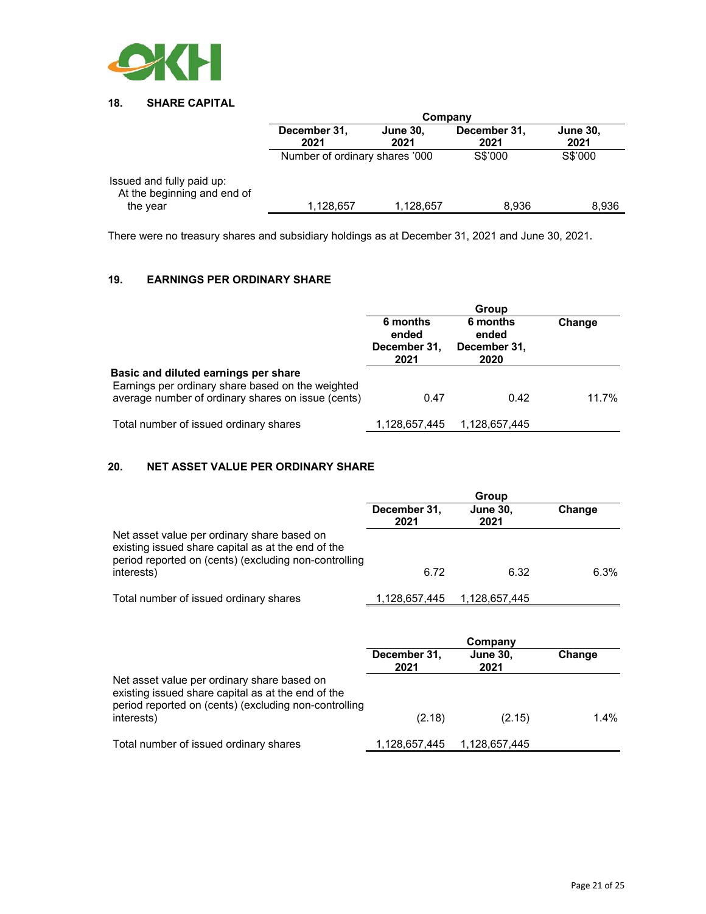## 18. SHARE CAPITAL

| | Company | | | |
|---|---|---|---|---|
| | December 31, 2021 | June 30, 2021 | December 31, 2021 | June 30, 2021 |
| | Number of ordinary shares '000 | | S$'000 | S$'000 |
| Issued and fully paid up: | | | | |
| At the beginning and end of the year | 1,128,657 | 1,128,657 | 8,936 | 8,936 |

There were no treasury shares and subsidiary holdings as at December 31, 2021 and June 30, 2021.

## 19. EARNINGS PER ORDINARY SHARE

| | Group | | |
|---|---|---|---|
| | 6 months ended December 31, 2021 | 6 months ended December 31, 2020 | Change |
| **Basic and diluted earnings per share** | | | |
| Earnings per ordinary share based on the weighted average number of ordinary shares on issue (cents) | 0.47 | 0.42 | 11.7% |
| Total number of issued ordinary shares | 1,128,657,445 | 1,128,657,445 | |

## 20. NET ASSET VALUE PER ORDINARY SHARE

| | Group | | |
|---|---|---|---|
| | December 31, 2021 | June 30, 2021 | Change |
| Net asset value per ordinary share based on existing issued share capital as at the end of the period reported on (cents) (excluding non-controlling interests) | 6.72 | 6.32 | 6.3% |
| Total number of issued ordinary shares | 1,128,657,445 | 1,128,657,445 | |

| | Company | | |
|---|---|---|---|
| | December 31, 2021 | June 30, 2021 | Change |
| Net asset value per ordinary share based on existing issued share capital as at the end of the period reported on (cents) (excluding non-controlling interests) | (2.18) | (2.15) | 1.4% |
| Total number of issued ordinary shares | 1,128,657,445 | 1,128,657,445 | |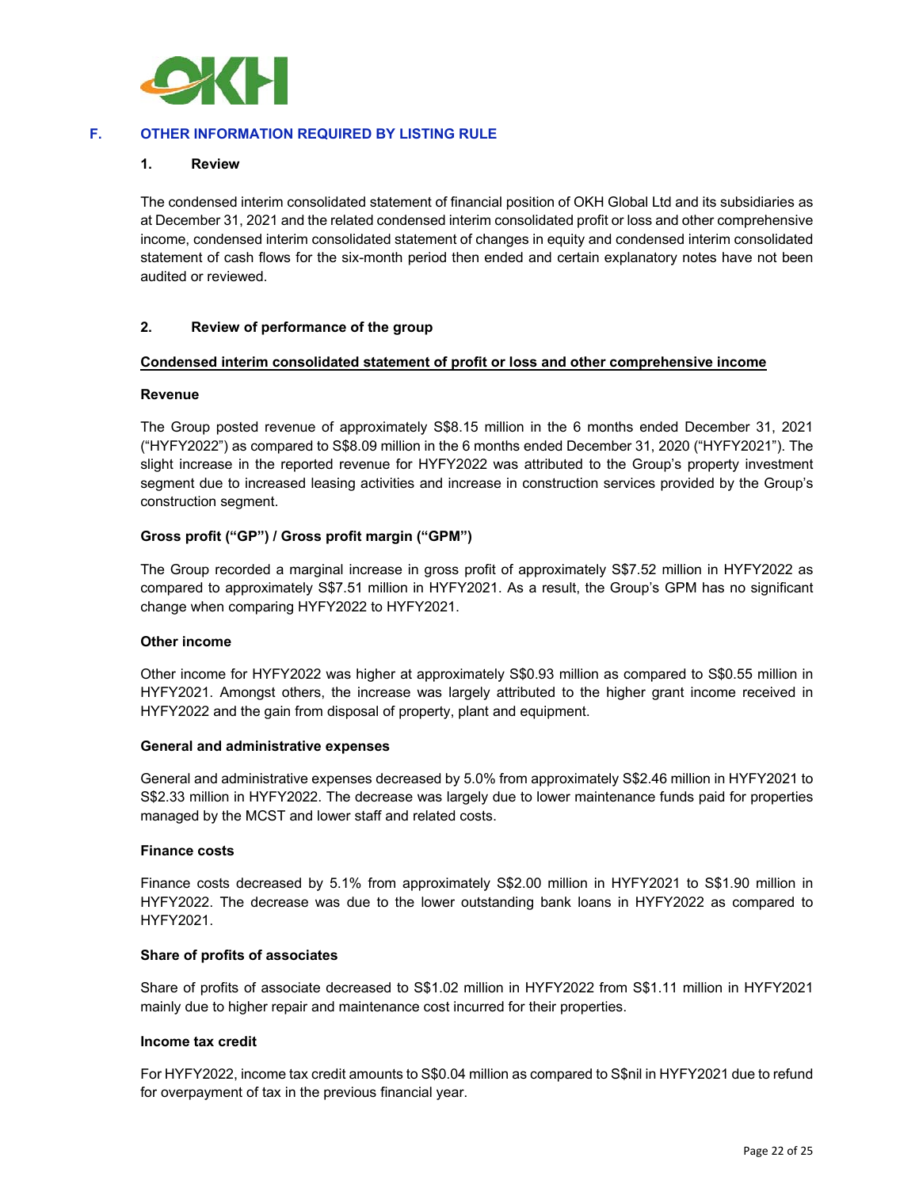## F. OTHER INFORMATION REQUIRED BY LISTING RULE

### 1. Review

The condensed interim consolidated statement of financial position of OKH Global Ltd and its subsidiaries as at December 31, 2021 and the related condensed interim consolidated profit or loss and other comprehensive income, condensed interim consolidated statement of changes in equity and condensed interim consolidated statement of cash flows for the six-month period then ended and certain explanatory notes have not been audited or reviewed.

### 2. Review of performance of the group

**Condensed interim consolidated statement of profit or loss and other comprehensive income**

**Revenue**

The Group posted revenue of approximately S$8.15 million in the 6 months ended December 31, 2021 ("HYFY2022") as compared to S$8.09 million in the 6 months ended December 31, 2020 ("HYFY2021"). The slight increase in the reported revenue for HYFY2022 was attributed to the Group's property investment segment due to increased leasing activities and increase in construction services provided by the Group's construction segment.

**Gross profit ("GP") / Gross profit margin ("GPM")**

The Group recorded a marginal increase in gross profit of approximately S$7.52 million in HYFY2022 as compared to approximately S$7.51 million in HYFY2021. As a result, the Group's GPM has no significant change when comparing HYFY2022 to HYFY2021.

**Other income**

Other income for HYFY2022 was higher at approximately S$0.93 million as compared to S$0.55 million in HYFY2021. Amongst others, the increase was largely attributed to the higher grant income received in HYFY2022 and the gain from disposal of property, plant and equipment.

**General and administrative expenses**

General and administrative expenses decreased by 5.0% from approximately S$2.46 million in HYFY2021 to S$2.33 million in HYFY2022. The decrease was largely due to lower maintenance funds paid for properties managed by the MCST and lower staff and related costs.

**Finance costs**

Finance costs decreased by 5.1% from approximately S$2.00 million in HYFY2021 to S$1.90 million in HYFY2022. The decrease was due to the lower outstanding bank loans in HYFY2022 as compared to HYFY2021.

**Share of profits of associates**

Share of profits of associate decreased to S$1.02 million in HYFY2022 from S$1.11 million in HYFY2021 mainly due to higher repair and maintenance cost incurred for their properties.

**Income tax credit**

For HYFY2022, income tax credit amounts to S$0.04 million as compared to S$nil in HYFY2021 due to refund for overpayment of tax in the previous financial year.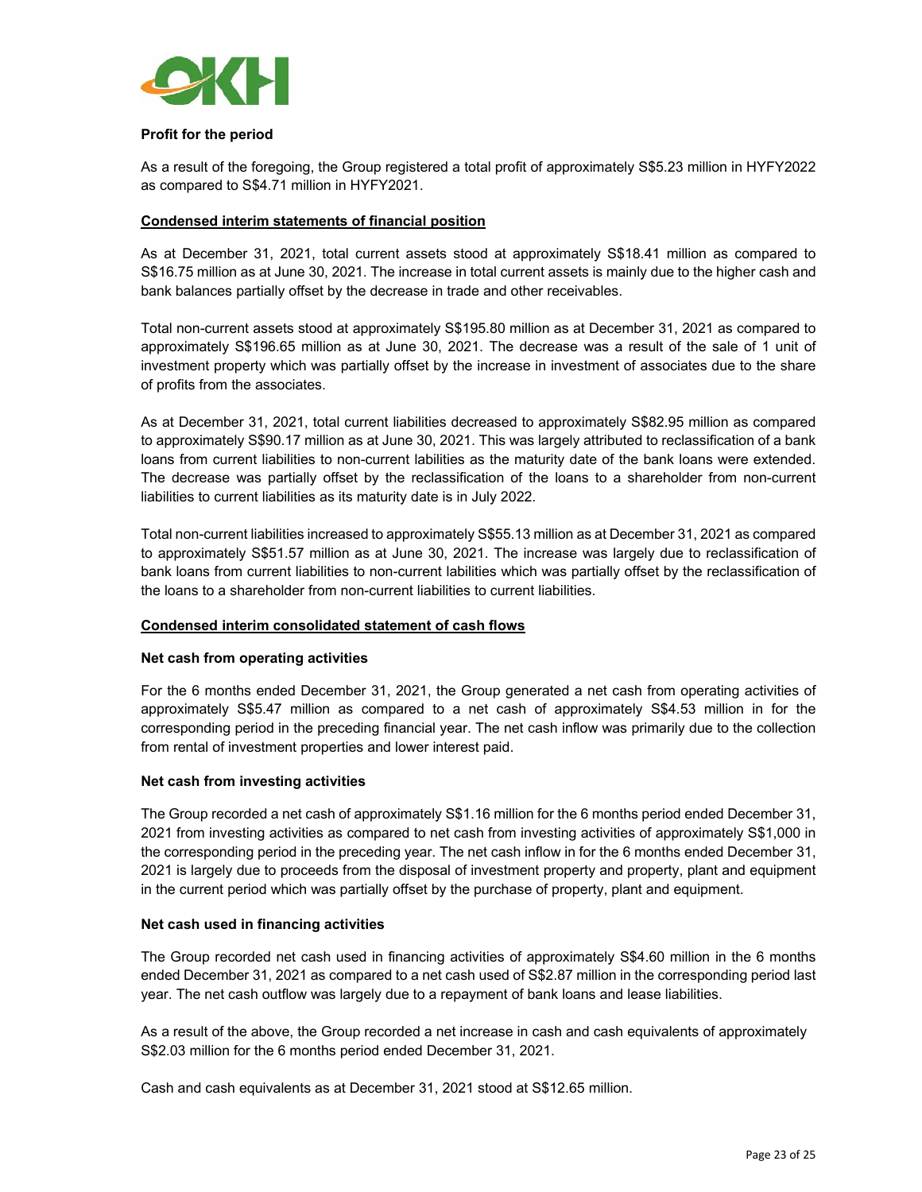**Profit for the period**

As a result of the foregoing, the Group registered a total profit of approximately S$5.23 million in HYFY2022 as compared to S$4.71 million in HYFY2021.

**Condensed interim statements of financial position**

As at December 31, 2021, total current assets stood at approximately S$18.41 million as compared to S$16.75 million as at June 30, 2021. The increase in total current assets is mainly due to the higher cash and bank balances partially offset by the decrease in trade and other receivables.

Total non-current assets stood at approximately S$195.80 million as at December 31, 2021 as compared to approximately S$196.65 million as at June 30, 2021. The decrease was a result of the sale of 1 unit of investment property which was partially offset by the increase in investment of associates due to the share of profits from the associates.

As at December 31, 2021, total current liabilities decreased to approximately S$82.95 million as compared to approximately S$90.17 million as at June 30, 2021. This was largely attributed to reclassification of a bank loans from current liabilities to non-current labilities as the maturity date of the bank loans were extended. The decrease was partially offset by the reclassification of the loans to a shareholder from non-current liabilities to current liabilities as its maturity date is in July 2022.

Total non-current liabilities increased to approximately S$55.13 million as at December 31, 2021 as compared to approximately S$51.57 million as at June 30, 2021. The increase was largely due to reclassification of bank loans from current liabilities to non-current labilities which was partially offset by the reclassification of the loans to a shareholder from non-current liabilities to current liabilities.

**Condensed interim consolidated statement of cash flows**

**Net cash from operating activities**

For the 6 months ended December 31, 2021, the Group generated a net cash from operating activities of approximately S$5.47 million as compared to a net cash of approximately S$4.53 million in for the corresponding period in the preceding financial year. The net cash inflow was primarily due to the collection from rental of investment properties and lower interest paid.

**Net cash from investing activities**

The Group recorded a net cash of approximately S$1.16 million for the 6 months period ended December 31, 2021 from investing activities as compared to net cash from investing activities of approximately S$1,000 in the corresponding period in the preceding year. The net cash inflow in for the 6 months ended December 31, 2021 is largely due to proceeds from the disposal of investment property and property, plant and equipment in the current period which was partially offset by the purchase of property, plant and equipment.

**Net cash used in financing activities**

The Group recorded net cash used in financing activities of approximately S$4.60 million in the 6 months ended December 31, 2021 as compared to a net cash used of S$2.87 million in the corresponding period last year. The net cash outflow was largely due to a repayment of bank loans and lease liabilities.

As a result of the above, the Group recorded a net increase in cash and cash equivalents of approximately S$2.03 million for the 6 months period ended December 31, 2021.

Cash and cash equivalents as at December 31, 2021 stood at S$12.65 million.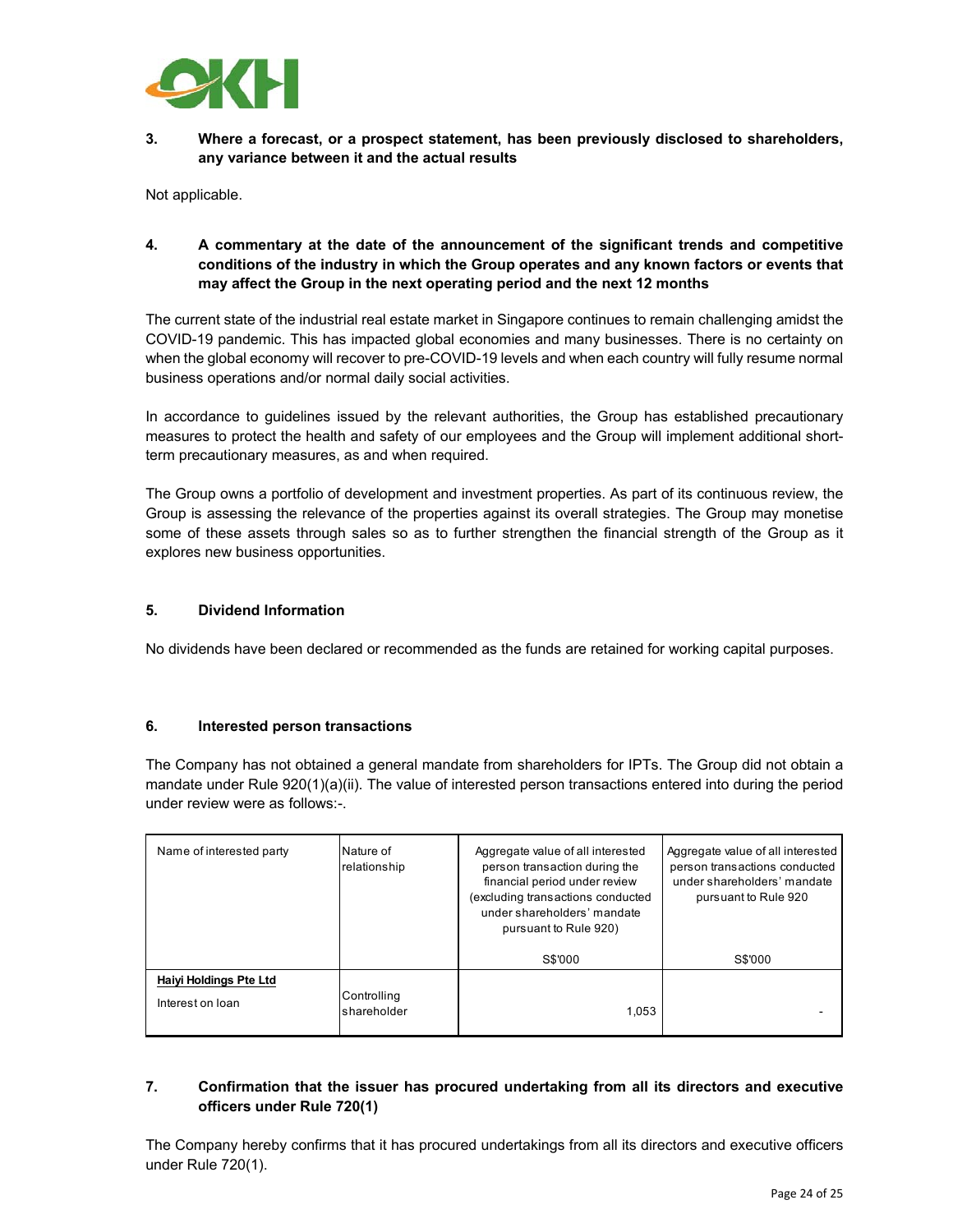### 3. Where a forecast, or a prospect statement, has been previously disclosed to shareholders, any variance between it and the actual results

Not applicable.

### 4. A commentary at the date of the announcement of the significant trends and competitive conditions of the industry in which the Group operates and any known factors or events that may affect the Group in the next operating period and the next 12 months

The current state of the industrial real estate market in Singapore continues to remain challenging amidst the COVID-19 pandemic. This has impacted global economies and many businesses. There is no certainty on when the global economy will recover to pre-COVID-19 levels and when each country will fully resume normal business operations and/or normal daily social activities.

In accordance to guidelines issued by the relevant authorities, the Group has established precautionary measures to protect the health and safety of our employees and the Group will implement additional short-term precautionary measures, as and when required.

The Group owns a portfolio of development and investment properties. As part of its continuous review, the Group is assessing the relevance of the properties against its overall strategies. The Group may monetise some of these assets through sales so as to further strengthen the financial strength of the Group as it explores new business opportunities.

### 5. Dividend Information

No dividends have been declared or recommended as the funds are retained for working capital purposes.

### 6. Interested person transactions

The Company has not obtained a general mandate from shareholders for IPTs. The Group did not obtain a mandate under Rule 920(1)(a)(ii). The value of interested person transactions entered into during the period under review were as follows:-.

| Name of interested party | Nature of relationship | Aggregate value of all interested person transaction during the financial period under review (excluding transactions conducted under shareholders' mandate pursuant to Rule 920) | Aggregate value of all interested person transactions conducted under shareholders' mandate pursuant to Rule 920 |
|---|---|---|---|
| | | S$'000 | S$'000 |
| **Haiyi Holdings Pte Ltd**<br>Interest on loan | Controlling shareholder | 1,053 | - |

### 7. Confirmation that the issuer has procured undertaking from all its directors and executive officers under Rule 720(1)

The Company hereby confirms that it has procured undertakings from all its directors and executive officers under Rule 720(1).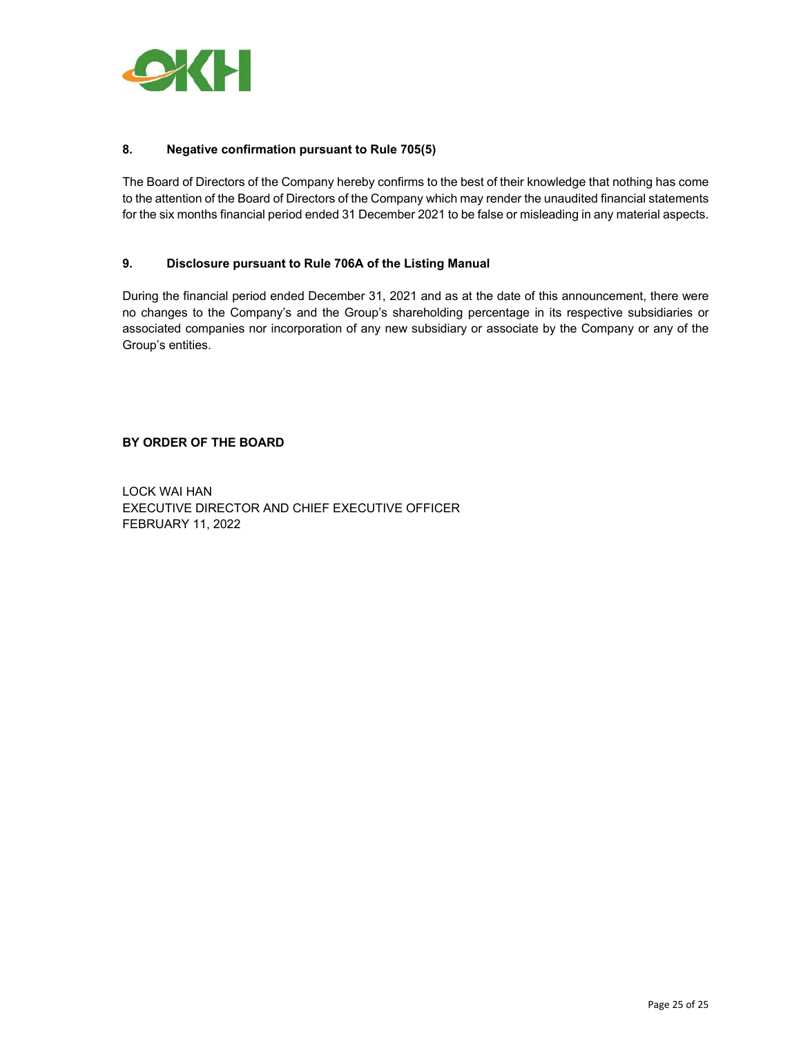### 8. Negative confirmation pursuant to Rule 705(5)

The Board of Directors of the Company hereby confirms to the best of their knowledge that nothing has come to the attention of the Board of Directors of the Company which may render the unaudited financial statements for the six months financial period ended 31 December 2021 to be false or misleading in any material aspects.

### 9. Disclosure pursuant to Rule 706A of the Listing Manual

During the financial period ended December 31, 2021 and as at the date of this announcement, there were no changes to the Company's and the Group's shareholding percentage in its respective subsidiaries or associated companies nor incorporation of any new subsidiary or associate by the Company or any of the Group's entities.

**BY ORDER OF THE BOARD**

LOCK WAI HAN
EXECUTIVE DIRECTOR AND CHIEF EXECUTIVE OFFICER
FEBRUARY 11, 2022